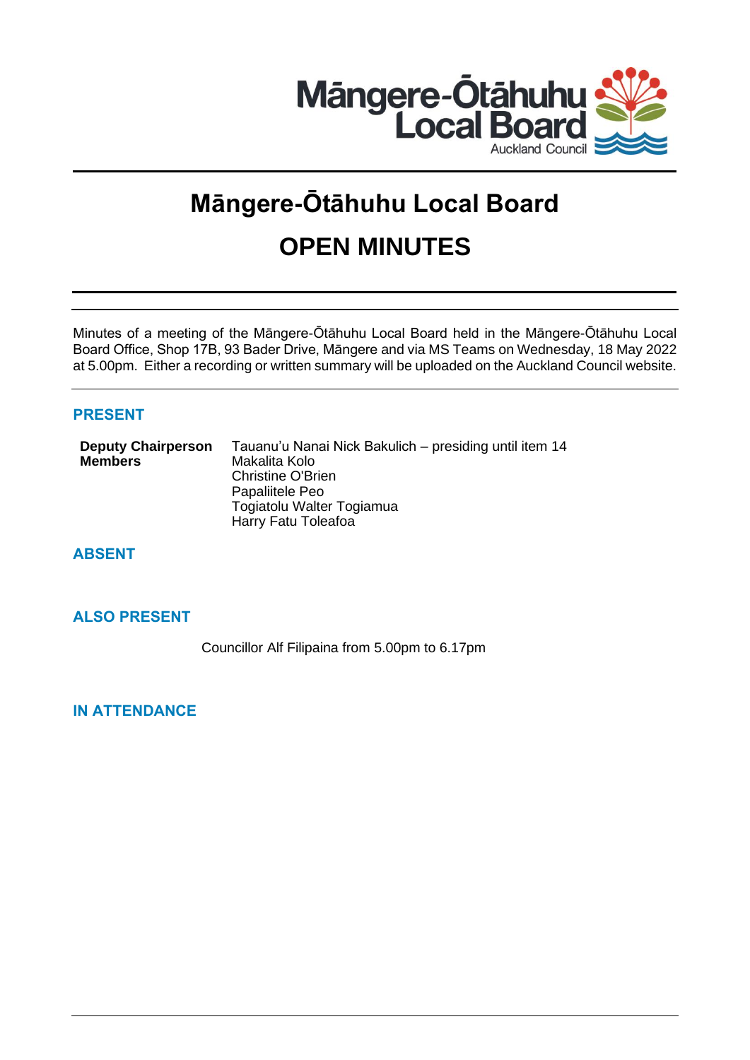# Māngere-Ōtāhuhu Local Board

## OPEN MINUTES

Minutes of a meeting of the Māngere-Ōtāhuhu Local Board held in the Māngere-Ōtāhuhu Local Board Office, Shop 17B, 93 Bader Drive, Māngere and via MS Teams on Wednesday, 18 May 2022 at 5.00pm. Either a recording or written summary will be uploaded on the Auckland Council website.

### PRESENT

| | |
|---|---|
| **Deputy Chairperson** | Tauanu'u Nanai Nick Bakulich – presiding until item 14 |
| **Members** | Makalita Kolo |
| | Christine O'Brien |
| | Papaliitele Peo |
| | Togiatolu Walter Togiamua |
| | Harry Fatu Toleafoa |

### ABSENT

### ALSO PRESENT

Councillor Alf Filipaina from 5.00pm to 6.17pm

### IN ATTENDANCE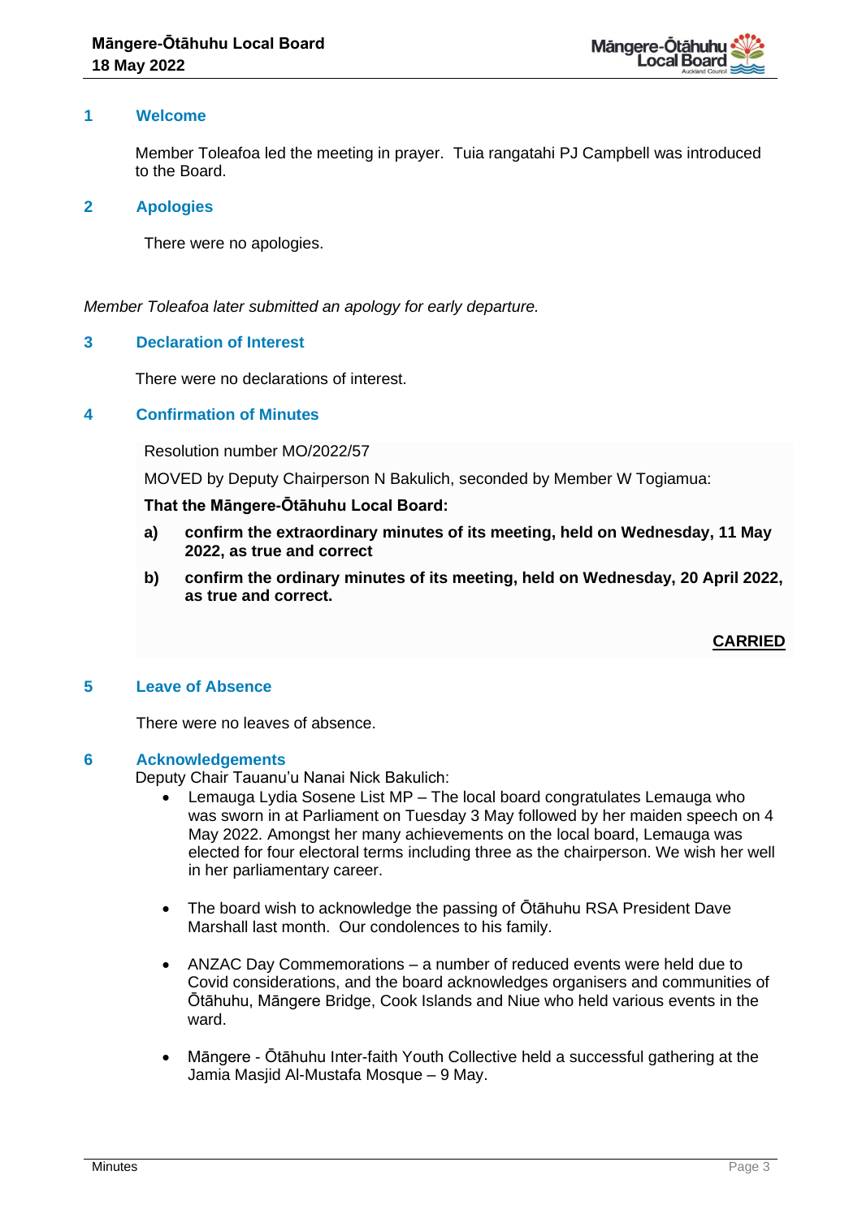## 1 Welcome

Member Toleafoa led the meeting in prayer. Tuia rangatahi PJ Campbell was introduced to the Board.

## 2 Apologies

There were no apologies.

*Member Toleafoa later submitted an apology for early departure.*

## 3 Declaration of Interest

There were no declarations of interest.

## 4 Confirmation of Minutes

Resolution number MO/2022/57

MOVED by Deputy Chairperson N Bakulich, seconded by Member W Togiamua:

**That the Māngere-Ōtāhuhu Local Board:**

**a) confirm the extraordinary minutes of its meeting, held on Wednesday, 11 May 2022, as true and correct**

**b) confirm the ordinary minutes of its meeting, held on Wednesday, 20 April 2022, as true and correct.**

**CARRIED**

## 5 Leave of Absence

There were no leaves of absence.

## 6 Acknowledgements

Deputy Chair Tauanu'u Nanai Nick Bakulich:

- Lemauga Lydia Sosene List MP – The local board congratulates Lemauga who was sworn in at Parliament on Tuesday 3 May followed by her maiden speech on 4 May 2022. Amongst her many achievements on the local board, Lemauga was elected for four electoral terms including three as the chairperson. We wish her well in her parliamentary career.

- The board wish to acknowledge the passing of Ōtāhuhu RSA President Dave Marshall last month. Our condolences to his family.

- ANZAC Day Commemorations – a number of reduced events were held due to Covid considerations, and the board acknowledges organisers and communities of Ōtāhuhu, Māngere Bridge, Cook Islands and Niue who held various events in the ward.

- Māngere - Ōtāhuhu Inter-faith Youth Collective held a successful gathering at the Jamia Masjid Al-Mustafa Mosque – 9 May.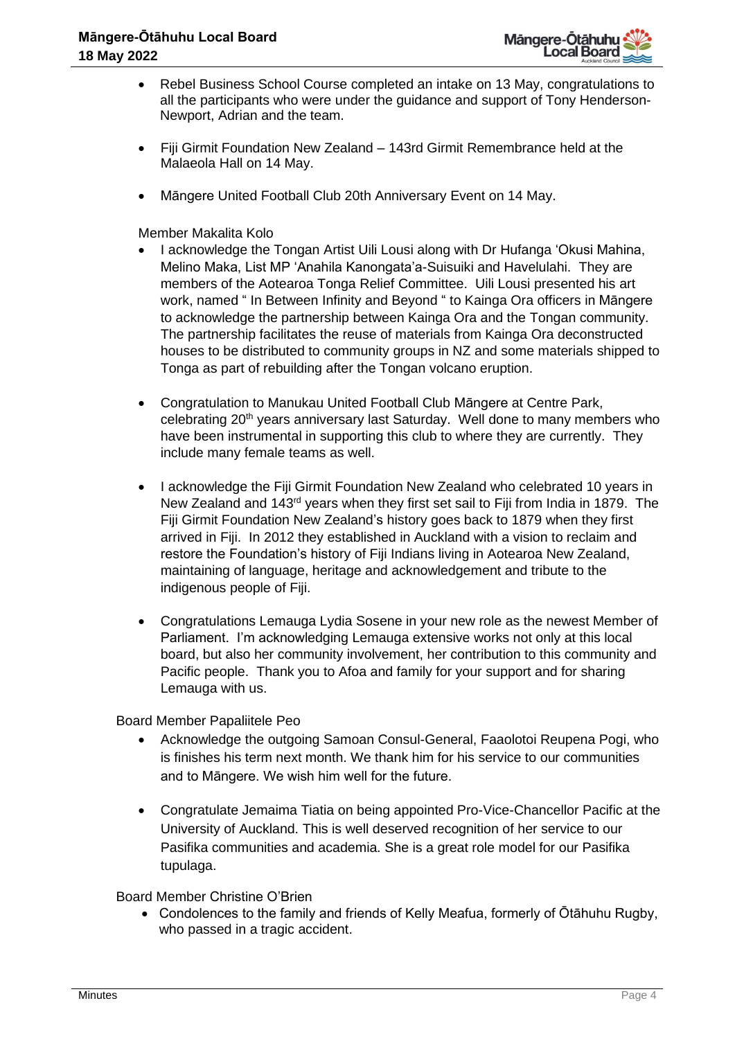- Rebel Business School Course completed an intake on 13 May, congratulations to all the participants who were under the guidance and support of Tony Henderson-Newport, Adrian and the team.

- Fiji Girmit Foundation New Zealand – 143rd Girmit Remembrance held at the Malaeola Hall on 14 May.

- Māngere United Football Club 20th Anniversary Event on 14 May.

Member Makalita Kolo

- I acknowledge the Tongan Artist Uili Lousi along with Dr Hufanga ‘Okusi Mahina, Melino Maka, List MP ‘Anahila Kanongata’a-Suisuiki and Havelulahi. They are members of the Aotearoa Tonga Relief Committee. Uili Lousi presented his art work, named “ In Between Infinity and Beyond “ to Kainga Ora officers in Māngere to acknowledge the partnership between Kainga Ora and the Tongan community. The partnership facilitates the reuse of materials from Kainga Ora deconstructed houses to be distributed to community groups in NZ and some materials shipped to Tonga as part of rebuilding after the Tongan volcano eruption.

- Congratulation to Manukau United Football Club Māngere at Centre Park, celebrating 20th years anniversary last Saturday. Well done to many members who have been instrumental in supporting this club to where they are currently. They include many female teams as well.

- I acknowledge the Fiji Girmit Foundation New Zealand who celebrated 10 years in New Zealand and 143rd years when they first set sail to Fiji from India in 1879. The Fiji Girmit Foundation New Zealand’s history goes back to 1879 when they first arrived in Fiji. In 2012 they established in Auckland with a vision to reclaim and restore the Foundation’s history of Fiji Indians living in Aotearoa New Zealand, maintaining of language, heritage and acknowledgement and tribute to the indigenous people of Fiji.

- Congratulations Lemauga Lydia Sosene in your new role as the newest Member of Parliament. I’m acknowledging Lemauga extensive works not only at this local board, but also her community involvement, her contribution to this community and Pacific people. Thank you to Afoa and family for your support and for sharing Lemauga with us.

Board Member Papaliitele Peo

- Acknowledge the outgoing Samoan Consul-General, Faaolotoi Reupena Pogi, who is finishes his term next month. We thank him for his service to our communities and to Māngere. We wish him well for the future.

- Congratulate Jemaima Tiatia on being appointed Pro-Vice-Chancellor Pacific at the University of Auckland. This is well deserved recognition of her service to our Pasifika communities and academia. She is a great role model for our Pasifika tupulaga.

Board Member Christine O’Brien

- Condolences to the family and friends of Kelly Meafua, formerly of Ōtāhuhu Rugby, who passed in a tragic accident.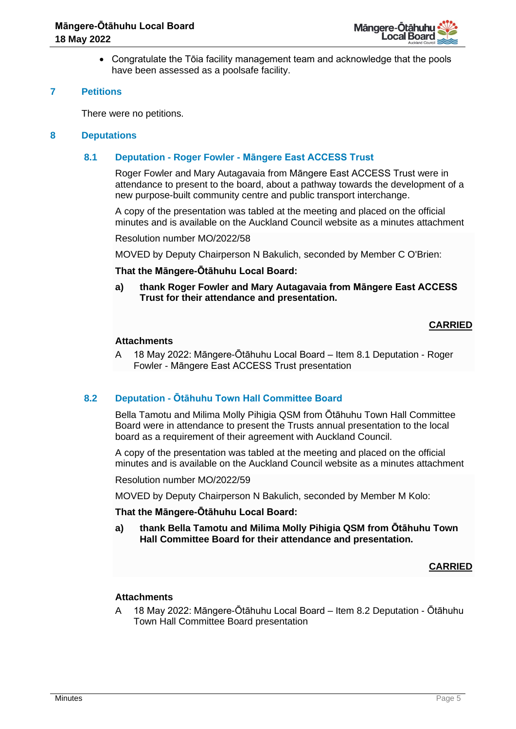- Congratulate the Tōia facility management team and acknowledge that the pools have been assessed as a poolsafe facility.

## 7 Petitions

There were no petitions.

## 8 Deputations

### 8.1 Deputation - Roger Fowler - Māngere East ACCESS Trust

Roger Fowler and Mary Autagavaia from Māngere East ACCESS Trust were in attendance to present to the board, about a pathway towards the development of a new purpose-built community centre and public transport interchange.

A copy of the presentation was tabled at the meeting and placed on the official minutes and is available on the Auckland Council website as a minutes attachment

Resolution number MO/2022/58

MOVED by Deputy Chairperson N Bakulich, seconded by Member C O'Brien:

**That the Māngere-Ōtāhuhu Local Board:**

**a) thank Roger Fowler and Mary Autagavaia from Māngere East ACCESS Trust for their attendance and presentation.**

**CARRIED**

**Attachments**

A 18 May 2022: Māngere-Ōtāhuhu Local Board – Item 8.1 Deputation - Roger Fowler - Māngere East ACCESS Trust presentation

### 8.2 Deputation - Ōtāhuhu Town Hall Committee Board

Bella Tamotu and Milima Molly Pihigia QSM from Ōtāhuhu Town Hall Committee Board were in attendance to present the Trusts annual presentation to the local board as a requirement of their agreement with Auckland Council.

A copy of the presentation was tabled at the meeting and placed on the official minutes and is available on the Auckland Council website as a minutes attachment

Resolution number MO/2022/59

MOVED by Deputy Chairperson N Bakulich, seconded by Member M Kolo:

**That the Māngere-Ōtāhuhu Local Board:**

**a) thank Bella Tamotu and Milima Molly Pihigia QSM from Ōtāhuhu Town Hall Committee Board for their attendance and presentation.**

**CARRIED**

**Attachments**

A 18 May 2022: Māngere-Ōtāhuhu Local Board – Item 8.2 Deputation - Ōtāhuhu Town Hall Committee Board presentation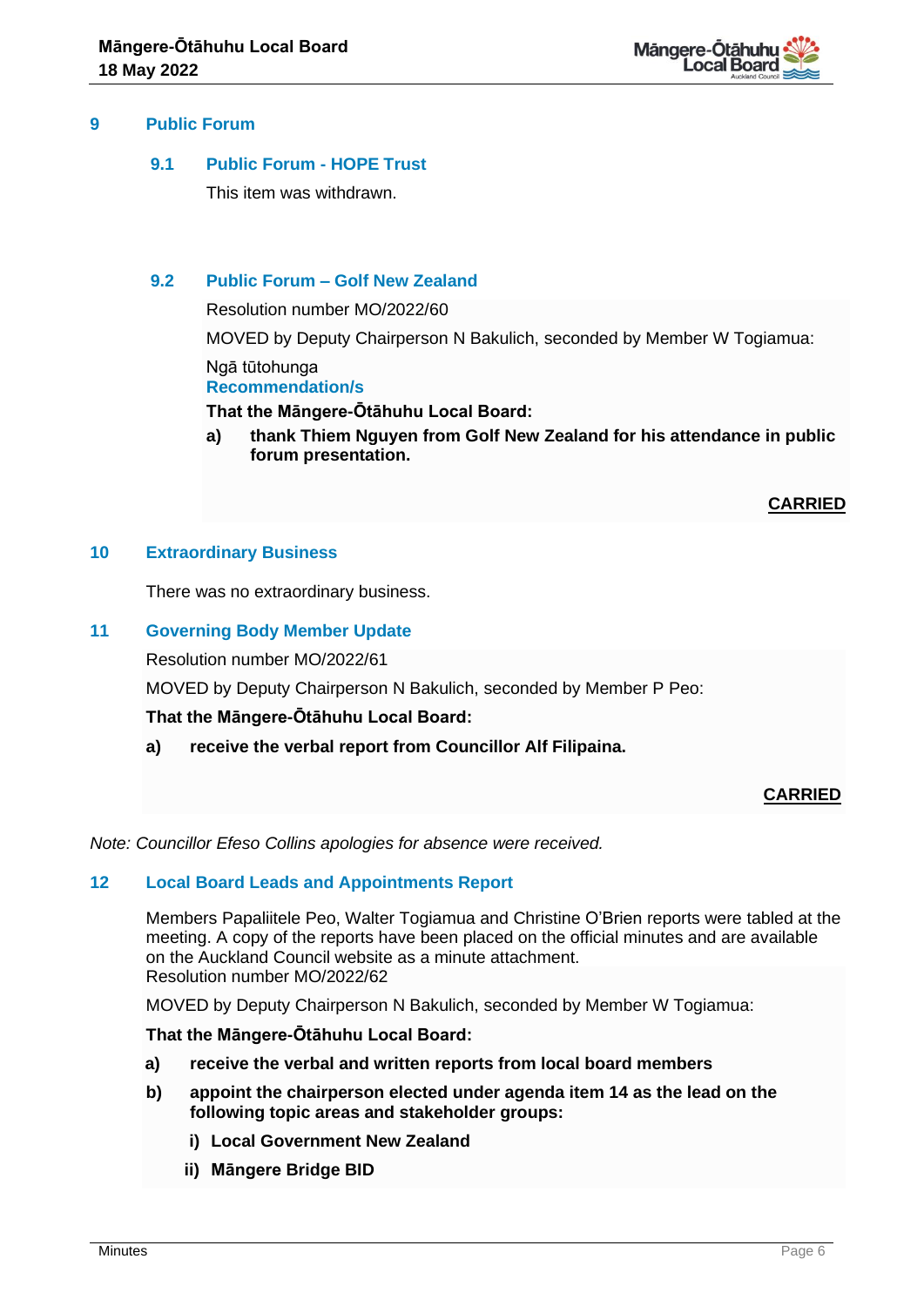## 9 Public Forum

### 9.1 Public Forum - HOPE Trust

This item was withdrawn.

### 9.2 Public Forum – Golf New Zealand

Resolution number MO/2022/60

MOVED by Deputy Chairperson N Bakulich, seconded by Member W Togiamua:

Ngā tūtohunga
**Recommendation/s**

**That the Māngere-Ōtāhuhu Local Board:**

**a) thank Thiem Nguyen from Golf New Zealand for his attendance in public forum presentation.**

**CARRIED**

## 10 Extraordinary Business

There was no extraordinary business.

## 11 Governing Body Member Update

Resolution number MO/2022/61

MOVED by Deputy Chairperson N Bakulich, seconded by Member P Peo:

**That the Māngere-Ōtāhuhu Local Board:**

**a) receive the verbal report from Councillor Alf Filipaina.**

**CARRIED**

*Note: Councillor Efeso Collins apologies for absence were received.*

## 12 Local Board Leads and Appointments Report

Members Papaliitele Peo, Walter Togiamua and Christine O'Brien reports were tabled at the meeting. A copy of the reports have been placed on the official minutes and are available on the Auckland Council website as a minute attachment.

Resolution number MO/2022/62

MOVED by Deputy Chairperson N Bakulich, seconded by Member W Togiamua:

**That the Māngere-Ōtāhuhu Local Board:**

**a) receive the verbal and written reports from local board members**

**b) appoint the chairperson elected under agenda item 14 as the lead on the following topic areas and stakeholder groups:**

**i) Local Government New Zealand**

**ii) Māngere Bridge BID**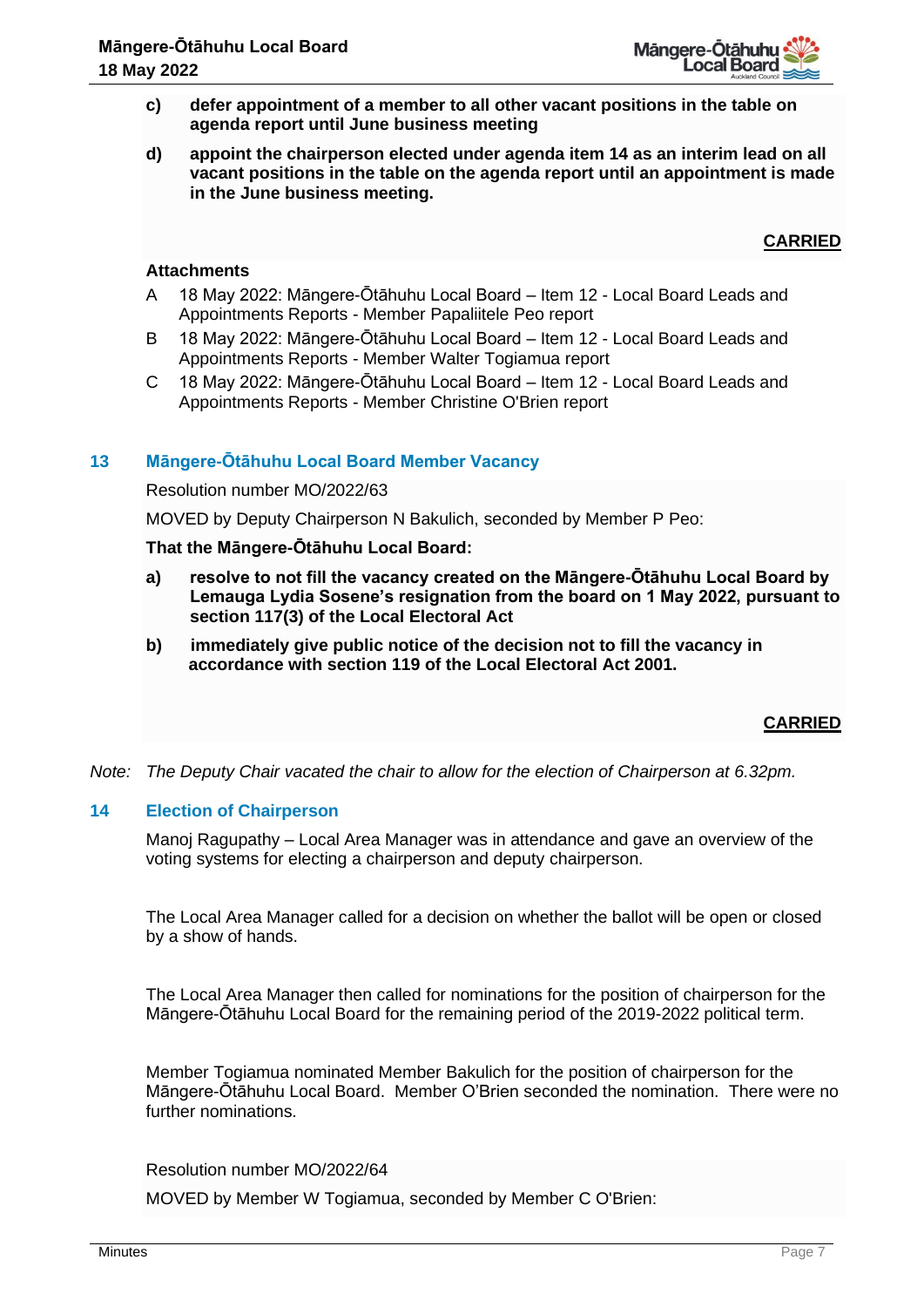c) **defer appointment of a member to all other vacant positions in the table on agenda report until June business meeting**

d) **appoint the chairperson elected under agenda item 14 as an interim lead on all vacant positions in the table on the agenda report until an appointment is made in the June business meeting.**

**CARRIED**

**Attachments**

A 18 May 2022: Māngere-Ōtāhuhu Local Board – Item 12 - Local Board Leads and Appointments Reports - Member Papaliitele Peo report

B 18 May 2022: Māngere-Ōtāhuhu Local Board – Item 12 - Local Board Leads and Appointments Reports - Member Walter Togiamua report

C 18 May 2022: Māngere-Ōtāhuhu Local Board – Item 12 - Local Board Leads and Appointments Reports - Member Christine O'Brien report

## 13 Māngere-Ōtāhuhu Local Board Member Vacancy

Resolution number MO/2022/63

MOVED by Deputy Chairperson N Bakulich, seconded by Member P Peo:

**That the Māngere-Ōtāhuhu Local Board:**

a) **resolve to not fill the vacancy created on the Māngere-Ōtāhuhu Local Board by Lemauga Lydia Sosene's resignation from the board on 1 May 2022, pursuant to section 117(3) of the Local Electoral Act**

b) **immediately give public notice of the decision not to fill the vacancy in accordance with section 119 of the Local Electoral Act 2001.**

**CARRIED**

*Note: The Deputy Chair vacated the chair to allow for the election of Chairperson at 6.32pm.*

## 14 Election of Chairperson

Manoj Ragupathy – Local Area Manager was in attendance and gave an overview of the voting systems for electing a chairperson and deputy chairperson.

The Local Area Manager called for a decision on whether the ballot will be open or closed by a show of hands.

The Local Area Manager then called for nominations for the position of chairperson for the Māngere-Ōtāhuhu Local Board for the remaining period of the 2019-2022 political term.

Member Togiamua nominated Member Bakulich for the position of chairperson for the Māngere-Ōtāhuhu Local Board. Member O'Brien seconded the nomination. There were no further nominations.

Resolution number MO/2022/64

MOVED by Member W Togiamua, seconded by Member C O'Brien: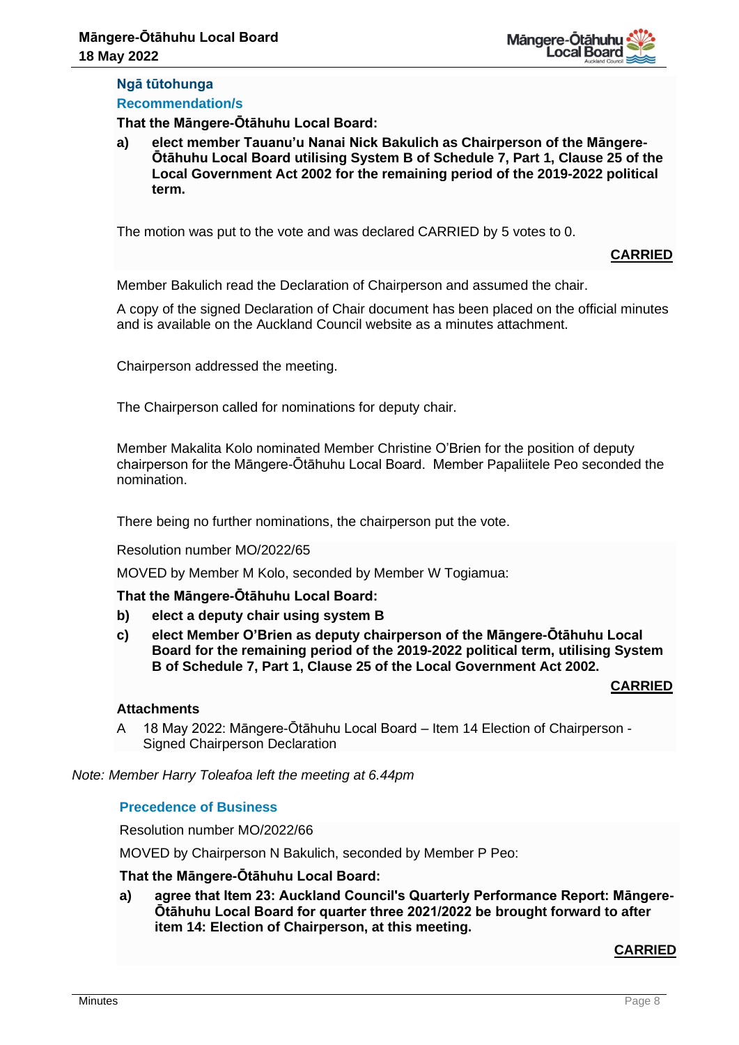### Ngā tūtohunga

### Recommendation/s

**That the Māngere-Ōtāhuhu Local Board:**

**a) elect member Tauanu'u Nanai Nick Bakulich as Chairperson of the Māngere-Ōtāhuhu Local Board utilising System B of Schedule 7, Part 1, Clause 25 of the Local Government Act 2002 for the remaining period of the 2019-2022 political term.**

The motion was put to the vote and was declared CARRIED by 5 votes to 0.

**CARRIED**

Member Bakulich read the Declaration of Chairperson and assumed the chair.

A copy of the signed Declaration of Chair document has been placed on the official minutes and is available on the Auckland Council website as a minutes attachment.

Chairperson addressed the meeting.

The Chairperson called for nominations for deputy chair.

Member Makalita Kolo nominated Member Christine O'Brien for the position of deputy chairperson for the Māngere-Ōtāhuhu Local Board. Member Papaliitele Peo seconded the nomination.

There being no further nominations, the chairperson put the vote.

Resolution number MO/2022/65

MOVED by Member M Kolo, seconded by Member W Togiamua:

**That the Māngere-Ōtāhuhu Local Board:**

**b) elect a deputy chair using system B**

**c) elect Member O'Brien as deputy chairperson of the Māngere-Ōtāhuhu Local Board for the remaining period of the 2019-2022 political term, utilising System B of Schedule 7, Part 1, Clause 25 of the Local Government Act 2002.**

**CARRIED**

**Attachments**

A 18 May 2022: Māngere-Ōtāhuhu Local Board – Item 14 Election of Chairperson - Signed Chairperson Declaration

*Note: Member Harry Toleafoa left the meeting at 6.44pm*

### Precedence of Business

Resolution number MO/2022/66

MOVED by Chairperson N Bakulich, seconded by Member P Peo:

**That the Māngere-Ōtāhuhu Local Board:**

**a) agree that Item 23: Auckland Council's Quarterly Performance Report: Māngere-Ōtāhuhu Local Board for quarter three 2021/2022 be brought forward to after item 14: Election of Chairperson, at this meeting.**

**CARRIED**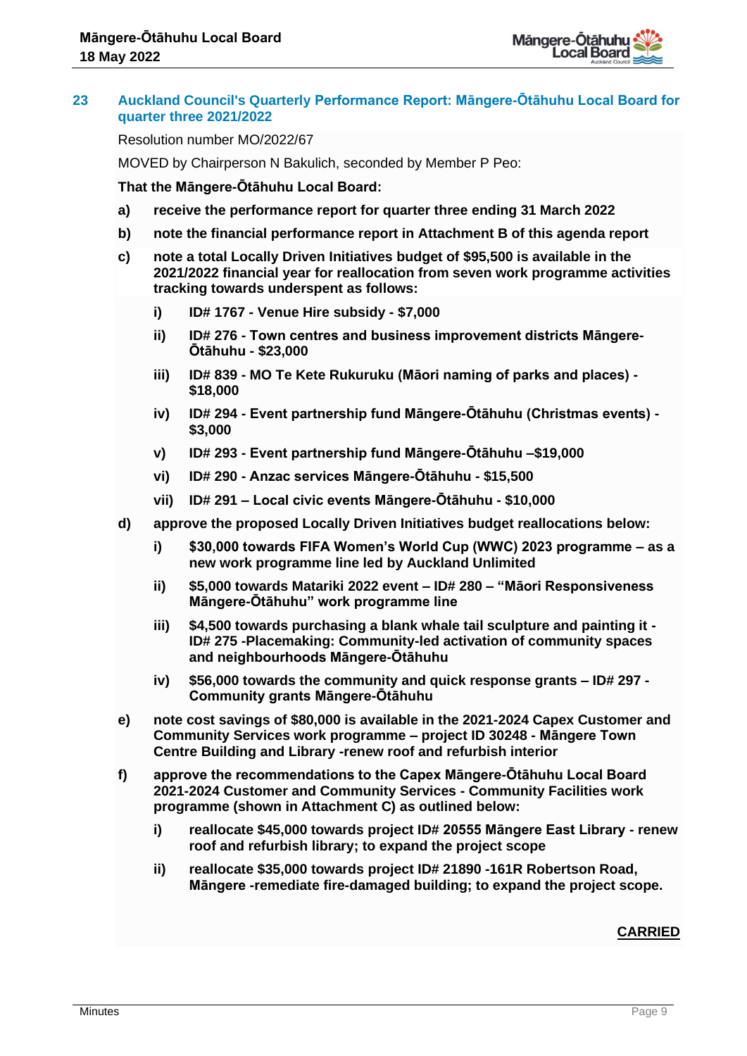## 23 Auckland Council's Quarterly Performance Report: Māngere-Ōtāhuhu Local Board for quarter three 2021/2022

Resolution number MO/2022/67

MOVED by Chairperson N Bakulich, seconded by Member P Peo:

**That the Māngere-Ōtāhuhu Local Board:**

**a) receive the performance report for quarter three ending 31 March 2022**

**b) note the financial performance report in Attachment B of this agenda report**

**c) note a total Locally Driven Initiatives budget of $95,500 is available in the 2021/2022 financial year for reallocation from seven work programme activities tracking towards underspent as follows:**

- **i) ID# 1767 - Venue Hire subsidy - $7,000**
- **ii) ID# 276 - Town centres and business improvement districts Māngere-Ōtāhuhu - $23,000**
- **iii) ID# 839 - MO Te Kete Rukuruku (Māori naming of parks and places) - $18,000**
- **iv) ID# 294 - Event partnership fund Māngere-Ōtāhuhu (Christmas events) - $3,000**
- **v) ID# 293 - Event partnership fund Māngere-Ōtāhuhu –$19,000**
- **vi) ID# 290 - Anzac services Māngere-Ōtāhuhu - $15,500**
- **vii) ID# 291 – Local civic events Māngere-Ōtāhuhu - $10,000**

**d) approve the proposed Locally Driven Initiatives budget reallocations below:**

- **i) $30,000 towards FIFA Women's World Cup (WWC) 2023 programme – as a new work programme line led by Auckland Unlimited**
- **ii) $5,000 towards Matariki 2022 event – ID# 280 – "Māori Responsiveness Māngere-Ōtāhuhu" work programme line**
- **iii) $4,500 towards purchasing a blank whale tail sculpture and painting it - ID# 275 -Placemaking: Community-led activation of community spaces and neighbourhoods Māngere-Ōtāhuhu**
- **iv) $56,000 towards the community and quick response grants – ID# 297 - Community grants Māngere-Ōtāhuhu**

**e) note cost savings of $80,000 is available in the 2021-2024 Capex Customer and Community Services work programme – project ID 30248 - Māngere Town Centre Building and Library -renew roof and refurbish interior**

**f) approve the recommendations to the Capex Māngere-Ōtāhuhu Local Board 2021-2024 Customer and Community Services - Community Facilities work programme (shown in Attachment C) as outlined below:**

- **i) reallocate $45,000 towards project ID# 20555 Māngere East Library - renew roof and refurbish library; to expand the project scope**
- **ii) reallocate $35,000 towards project ID# 21890 -161R Robertson Road, Māngere -remediate fire-damaged building; to expand the project scope.**

**CARRIED**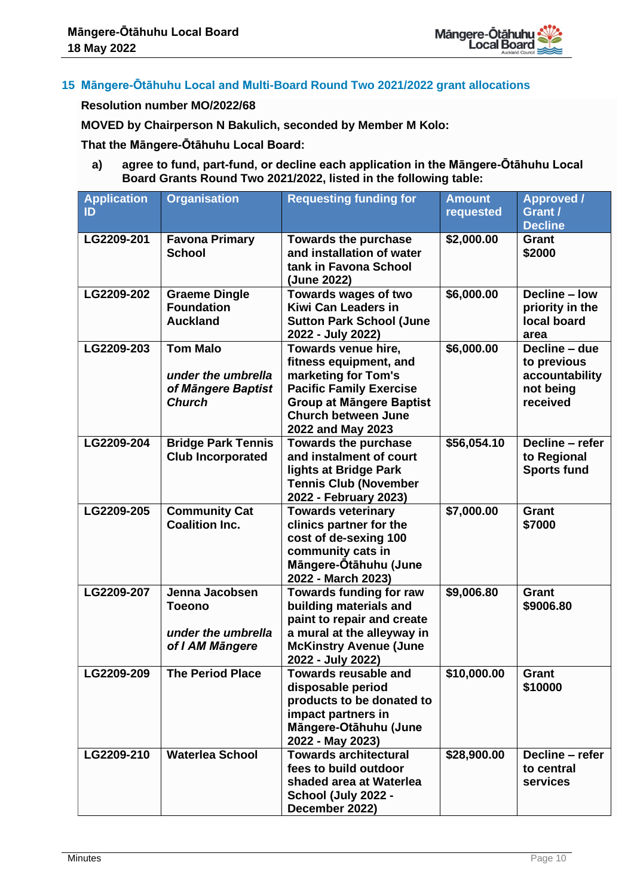## 15 Māngere-Ōtāhuhu Local and Multi-Board Round Two 2021/2022 grant allocations

**Resolution number MO/2022/68**

**MOVED by Chairperson N Bakulich, seconded by Member M Kolo:**

**That the Māngere-Ōtāhuhu Local Board:**

a) **agree to fund, part-fund, or decline each application in the Māngere-Ōtāhuhu Local Board Grants Round Two 2021/2022, listed in the following table:**

| Application ID | Organisation | Requesting funding for | Amount requested | Approved / Grant / Decline |
|---|---|---|---|---|
| LG2209-201 | Favona Primary School | Towards the purchase and installation of water tank in Favona School (June 2022) | $2,000.00 | Grant $2000 |
| LG2209-202 | Graeme Dingle Foundation Auckland | Towards wages of two Kiwi Can Leaders in Sutton Park School (June 2022 - July 2022) | $6,000.00 | Decline – low priority in the local board area |
| LG2209-203 | Tom Malo *under the umbrella of Māngere Baptist Church* | Towards venue hire, fitness equipment, and marketing for Tom's Pacific Family Exercise Group at Māngere Baptist Church between June 2022 and May 2023 | $6,000.00 | Decline – due to previous accountability not being received |
| LG2209-204 | Bridge Park Tennis Club Incorporated | Towards the purchase and instalment of court lights at Bridge Park Tennis Club (November 2022 - February 2023) | $56,054.10 | Decline – refer to Regional Sports fund |
| LG2209-205 | Community Cat Coalition Inc. | Towards veterinary clinics partner for the cost of de-sexing 100 community cats in Māngere-Ōtāhuhu (June 2022 - March 2023) | $7,000.00 | Grant $7000 |
| LG2209-207 | Jenna Jacobsen Toeono *under the umbrella of I AM Māngere* | Towards funding for raw building materials and paint to repair and create a mural at the alleyway in McKinstry Avenue (June 2022 - July 2022) | $9,006.80 | Grant $9006.80 |
| LG2209-209 | The Period Place | Towards reusable and disposable period products to be donated to impact partners in Māngere-Otāhuhu (June 2022 - May 2023) | $10,000.00 | Grant $10000 |
| LG2209-210 | Waterlea School | Towards architectural fees to build outdoor shaded area at Waterlea School (July 2022 - December 2022) | $28,900.00 | Decline – refer to central services |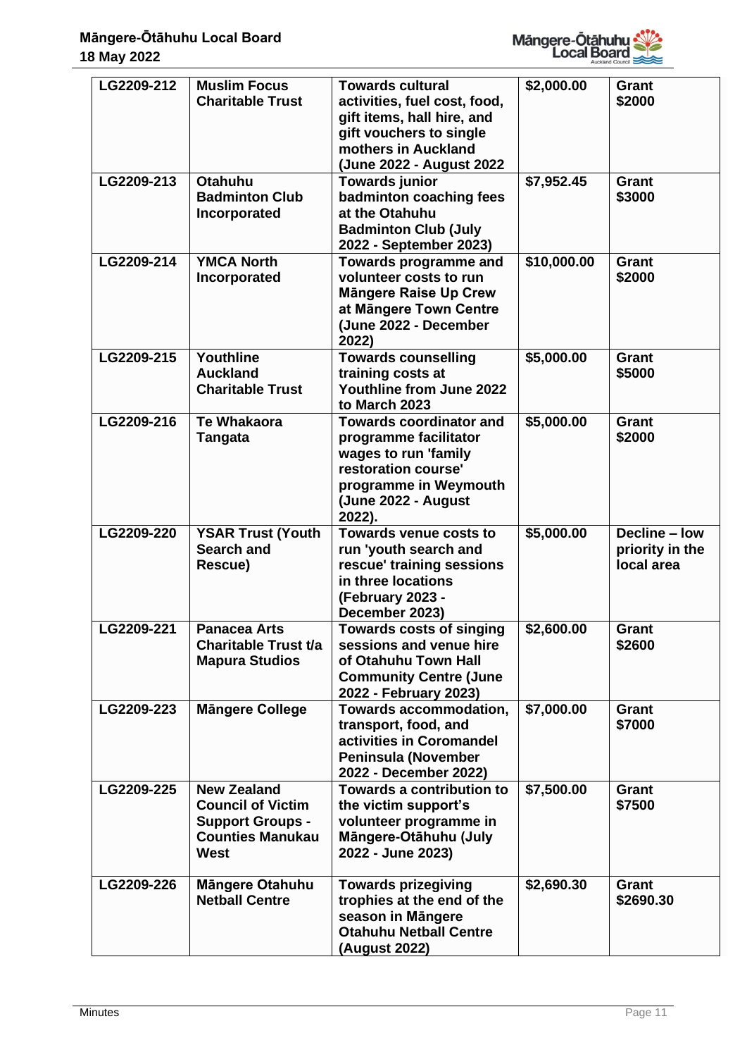| LG2209-212 | Muslim Focus Charitable Trust | Towards cultural activities, fuel cost, food, gift items, hall hire, and gift vouchers to single mothers in Auckland (June 2022 - August 2022 | $2,000.00 | Grant $2000 |
|---|---|---|---|---|
| LG2209-213 | Otahuhu Badminton Club Incorporated | Towards junior badminton coaching fees at the Otahuhu Badminton Club (July 2022 - September 2023) | $7,952.45 | Grant $3000 |
| LG2209-214 | YMCA North Incorporated | Towards programme and volunteer costs to run Māngere Raise Up Crew at Māngere Town Centre (June 2022 - December 2022) | $10,000.00 | Grant $2000 |
| LG2209-215 | Youthline Auckland Charitable Trust | Towards counselling training costs at Youthline from June 2022 to March 2023 | $5,000.00 | Grant $5000 |
| LG2209-216 | Te Whakaora Tangata | Towards coordinator and programme facilitator wages to run 'family restoration course' programme in Weymouth (June 2022 - August 2022). | $5,000.00 | Grant $2000 |
| LG2209-220 | YSAR Trust (Youth Search and Rescue) | Towards venue costs to run 'youth search and rescue' training sessions in three locations (February 2023 - December 2023) | $5,000.00 | Decline – low priority in the local area |
| LG2209-221 | Panacea Arts Charitable Trust t/a Mapura Studios | Towards costs of singing sessions and venue hire of Otahuhu Town Hall Community Centre (June 2022 - February 2023) | $2,600.00 | Grant $2600 |
| LG2209-223 | Māngere College | Towards accommodation, transport, food, and activities in Coromandel Peninsula (November 2022 - December 2022) | $7,000.00 | Grant $7000 |
| LG2209-225 | New Zealand Council of Victim Support Groups - Counties Manukau West | Towards a contribution to the victim support's volunteer programme in Māngere-Ōtāhuhu (July 2022 - June 2023) | $7,500.00 | Grant $7500 |
| LG2209-226 | Māngere Otahuhu Netball Centre | Towards prizegiving trophies at the end of the season in Māngere Otahuhu Netball Centre (August 2022) | $2,690.30 | Grant $2690.30 |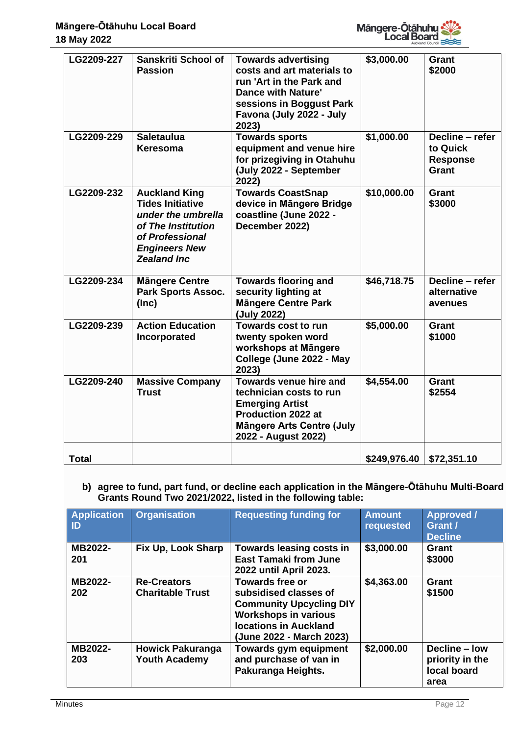| LG2209-227 | Sanskriti School of Passion | Towards advertising costs and art materials to run 'Art in the Park and Dance with Nature' sessions in Boggust Park Favona (July 2022 - July 2023) | $3,000.00 | Grant $2000 |
|---|---|---|---|---|
| LG2209-229 | Saletaulua Keresoma | Towards sports equipment and venue hire for prizegiving in Otahuhu (July 2022 - September 2022) | $1,000.00 | Decline – refer to Quick Response Grant |
| LG2209-232 | Auckland King Tides Initiative *under the umbrella of The Institution of Professional Engineers New Zealand Inc* | Towards CoastSnap device in Māngere Bridge coastline (June 2022 - December 2022) | $10,000.00 | Grant $3000 |
| LG2209-234 | Māngere Centre Park Sports Assoc. (Inc) | Towards flooring and security lighting at Māngere Centre Park (July 2022) | $46,718.75 | Decline – refer alternative avenues |
| LG2209-239 | Action Education Incorporated | Towards cost to run twenty spoken word workshops at Māngere College (June 2022 - May 2023) | $5,000.00 | Grant $1000 |
| LG2209-240 | Massive Company Trust | Towards venue hire and technician costs to run Emerging Artist Production 2022 at Māngere Arts Centre (July 2022 - August 2022) | $4,554.00 | Grant $2554 |
| Total | | | $249,976.40 | $72,351.10 |

b) agree to fund, part fund, or decline each application in the Māngere-Ōtāhuhu Multi-Board Grants Round Two 2021/2022, listed in the following table:

| Application ID | Organisation | Requesting funding for | Amount requested | Approved / Grant / Decline |
|---|---|---|---|---|
| MB2022-201 | Fix Up, Look Sharp | Towards leasing costs in East Tamaki from June 2022 until April 2023. | $3,000.00 | Grant $3000 |
| MB2022-202 | Re-Creators Charitable Trust | Towards free or subsidised classes of Community Upcycling DIY Workshops in various locations in Auckland (June 2022 - March 2023) | $4,363.00 | Grant $1500 |
| MB2022-203 | Howick Pakuranga Youth Academy | Towards gym equipment and purchase of van in Pakuranga Heights. | $2,000.00 | Decline – low priority in the local board area |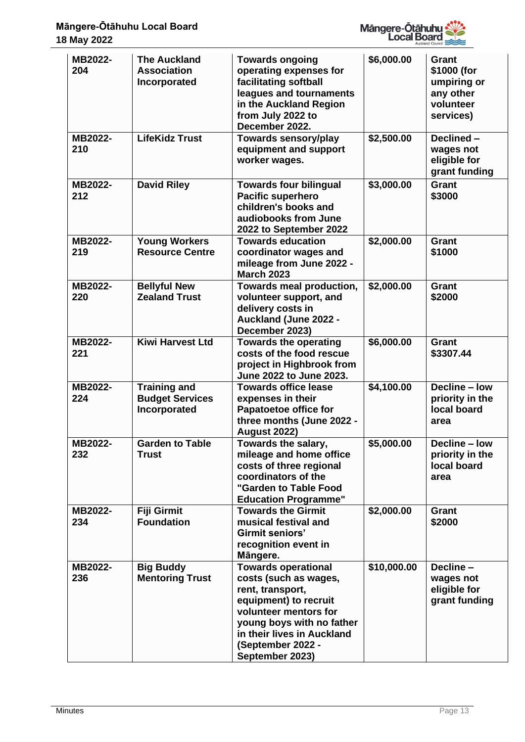| MB2022-204 | The Auckland Association Incorporated | Towards ongoing operating expenses for facilitating softball leagues and tournaments in the Auckland Region from July 2022 to December 2022. | $6,000.00 | Grant $1000 (for umpiring or any other volunteer services) |
|---|---|---|---|---|
| MB2022-210 | LifeKidz Trust | Towards sensory/play equipment and support worker wages. | $2,500.00 | Declined – wages not eligible for grant funding |
| MB2022-212 | David Riley | Towards four bilingual Pacific superhero children's books and audiobooks from June 2022 to September 2022 | $3,000.00 | Grant $3000 |
| MB2022-219 | Young Workers Resource Centre | Towards education coordinator wages and mileage from June 2022 - March 2023 | $2,000.00 | Grant $1000 |
| MB2022-220 | Bellyful New Zealand Trust | Towards meal production, volunteer support, and delivery costs in Auckland (June 2022 - December 2023) | $2,000.00 | Grant $2000 |
| MB2022-221 | Kiwi Harvest Ltd | Towards the operating costs of the food rescue project in Highbrook from June 2022 to June 2023. | $6,000.00 | Grant $3307.44 |
| MB2022-224 | Training and Budget Services Incorporated | Towards office lease expenses in their Papatoetoe office for three months (June 2022 - August 2022) | $4,100.00 | Decline – low priority in the local board area |
| MB2022-232 | Garden to Table Trust | Towards the salary, mileage and home office costs of three regional coordinators of the "Garden to Table Food Education Programme" | $5,000.00 | Decline – low priority in the local board area |
| MB2022-234 | Fiji Girmit Foundation | Towards the Girmit musical festival and Girmit seniors' recognition event in Māngere. | $2,000.00 | Grant $2000 |
| MB2022-236 | Big Buddy Mentoring Trust | Towards operational costs (such as wages, rent, transport, equipment) to recruit volunteer mentors for young boys with no father in their lives in Auckland (September 2022 - September 2023) | $10,000.00 | Decline – wages not eligible for grant funding |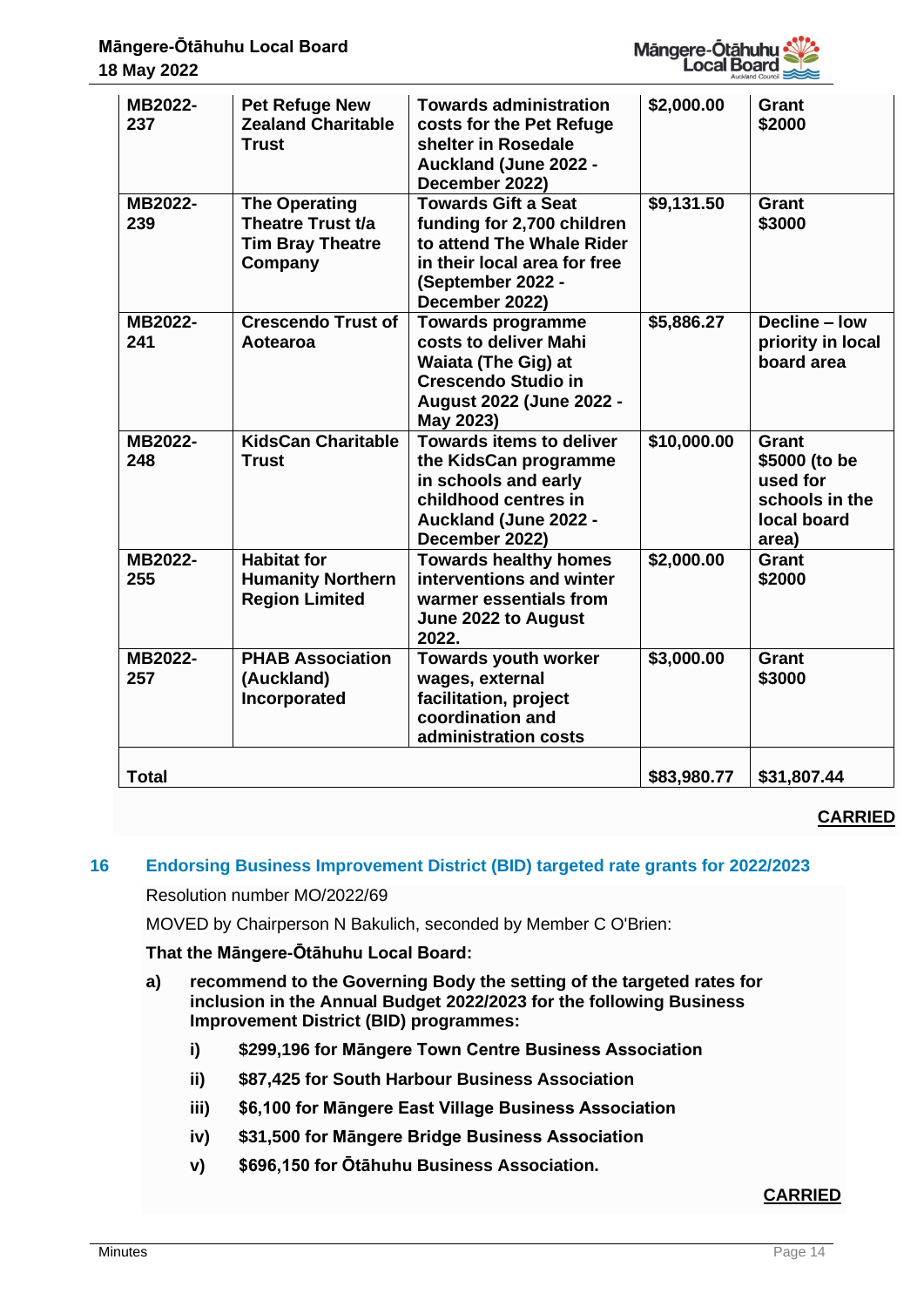| MB2022-237 | Pet Refuge New Zealand Charitable Trust | Towards administration costs for the Pet Refuge shelter in Rosedale Auckland (June 2022 - December 2022) | $2,000.00 | Grant $2000 |
|---|---|---|---|---|
| MB2022-239 | The Operating Theatre Trust t/a Tim Bray Theatre Company | Towards Gift a Seat funding for 2,700 children to attend The Whale Rider in their local area for free (September 2022 - December 2022) | $9,131.50 | Grant $3000 |
| MB2022-241 | Crescendo Trust of Aotearoa | Towards programme costs to deliver Mahi Waiata (The Gig) at Crescendo Studio in August 2022 (June 2022 - May 2023) | $5,886.27 | Decline – low priority in local board area |
| MB2022-248 | KidsCan Charitable Trust | Towards items to deliver the KidsCan programme in schools and early childhood centres in Auckland (June 2022 - December 2022) | $10,000.00 | Grant $5000 (to be used for schools in the local board area) |
| MB2022-255 | Habitat for Humanity Northern Region Limited | Towards healthy homes interventions and winter warmer essentials from June 2022 to August 2022. | $2,000.00 | Grant $2000 |
| MB2022-257 | PHAB Association (Auckland) Incorporated | Towards youth worker wages, external facilitation, project coordination and administration costs | $3,000.00 | Grant $3000 |
| **Total** | | | **$83,980.77** | **$31,807.44** |

**CARRIED**

## 16 Endorsing Business Improvement District (BID) targeted rate grants for 2022/2023

Resolution number MO/2022/69

MOVED by Chairperson N Bakulich, seconded by Member C O'Brien:

**That the Māngere-Ōtāhuhu Local Board:**

**a) recommend to the Governing Body the setting of the targeted rates for inclusion in the Annual Budget 2022/2023 for the following Business Improvement District (BID) programmes:**

- **i) $299,196 for Māngere Town Centre Business Association**
- **ii) $87,425 for South Harbour Business Association**
- **iii) $6,100 for Māngere East Village Business Association**
- **iv) $31,500 for Māngere Bridge Business Association**
- **v) $696,150 for Ōtāhuhu Business Association.**

**CARRIED**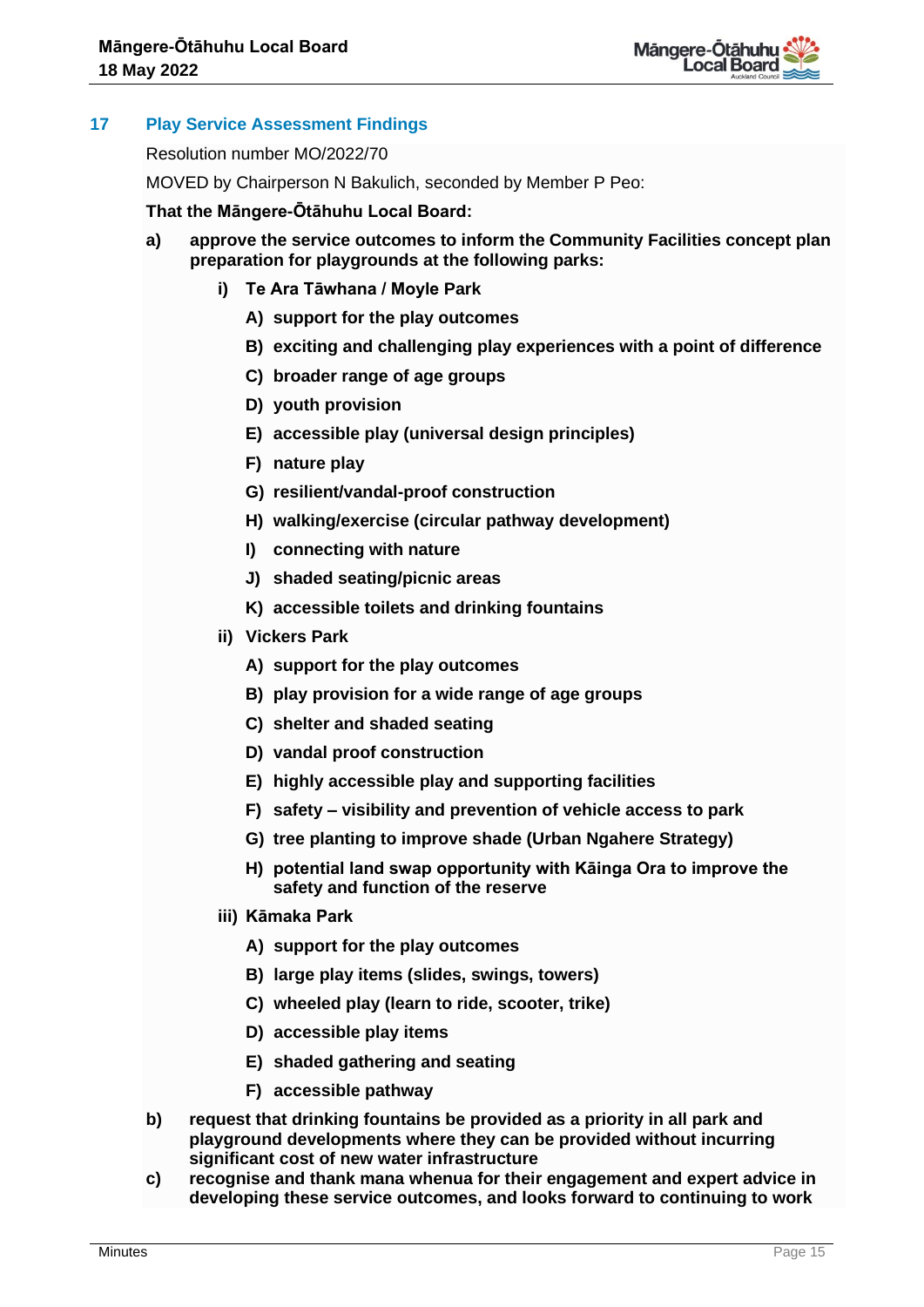## 17 Play Service Assessment Findings

Resolution number MO/2022/70

MOVED by Chairperson N Bakulich, seconded by Member P Peo:

**That the Māngere-Ōtāhuhu Local Board:**

**a) approve the service outcomes to inform the Community Facilities concept plan preparation for playgrounds at the following parks:**

- **i) Te Ara Tāwhana / Moyle Park**
  - **A) support for the play outcomes**
  - **B) exciting and challenging play experiences with a point of difference**
  - **C) broader range of age groups**
  - **D) youth provision**
  - **E) accessible play (universal design principles)**
  - **F) nature play**
  - **G) resilient/vandal-proof construction**
  - **H) walking/exercise (circular pathway development)**
  - **I) connecting with nature**
  - **J) shaded seating/picnic areas**
  - **K) accessible toilets and drinking fountains**
- **ii) Vickers Park**
  - **A) support for the play outcomes**
  - **B) play provision for a wide range of age groups**
  - **C) shelter and shaded seating**
  - **D) vandal proof construction**
  - **E) highly accessible play and supporting facilities**
  - **F) safety – visibility and prevention of vehicle access to park**
  - **G) tree planting to improve shade (Urban Ngahere Strategy)**
  - **H) potential land swap opportunity with Kāinga Ora to improve the safety and function of the reserve**
- **iii) Kāmaka Park**
  - **A) support for the play outcomes**
  - **B) large play items (slides, swings, towers)**
  - **C) wheeled play (learn to ride, scooter, trike)**
  - **D) accessible play items**
  - **E) shaded gathering and seating**
  - **F) accessible pathway**

**b) request that drinking fountains be provided as a priority in all park and playground developments where they can be provided without incurring significant cost of new water infrastructure**

**c) recognise and thank mana whenua for their engagement and expert advice in developing these service outcomes, and looks forward to continuing to work**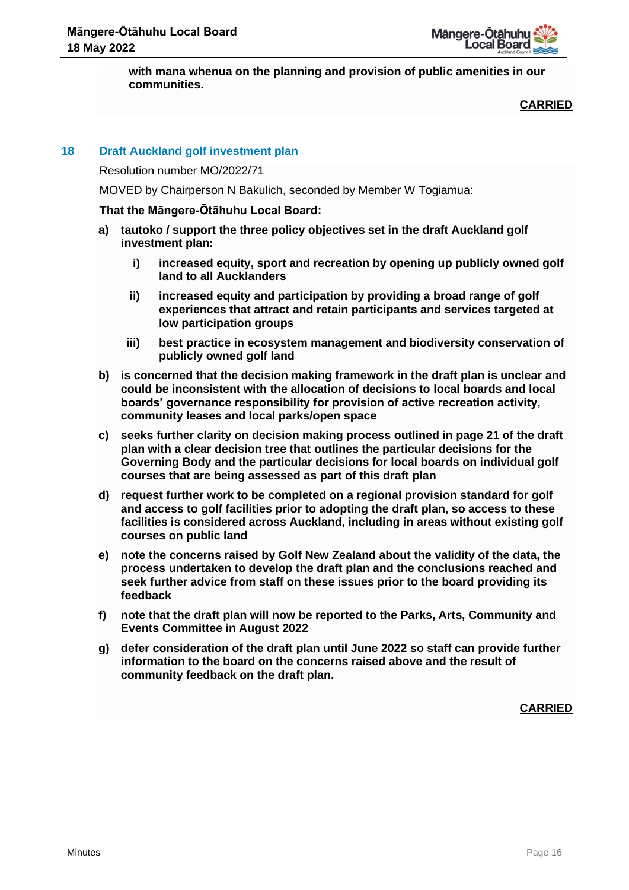**with mana whenua on the planning and provision of public amenities in our communities.**

**CARRIED**

## 18 Draft Auckland golf investment plan

Resolution number MO/2022/71

MOVED by Chairperson N Bakulich, seconded by Member W Togiamua:

**That the Māngere-Ōtāhuhu Local Board:**

**a) tautoko / support the three policy objectives set in the draft Auckland golf investment plan:**

   **i) increased equity, sport and recreation by opening up publicly owned golf land to all Aucklanders**

   **ii) increased equity and participation by providing a broad range of golf experiences that attract and retain participants and services targeted at low participation groups**

   **iii) best practice in ecosystem management and biodiversity conservation of publicly owned golf land**

**b) is concerned that the decision making framework in the draft plan is unclear and could be inconsistent with the allocation of decisions to local boards and local boards' governance responsibility for provision of active recreation activity, community leases and local parks/open space**

**c) seeks further clarity on decision making process outlined in page 21 of the draft plan with a clear decision tree that outlines the particular decisions for the Governing Body and the particular decisions for local boards on individual golf courses that are being assessed as part of this draft plan**

**d) request further work to be completed on a regional provision standard for golf and access to golf facilities prior to adopting the draft plan, so access to these facilities is considered across Auckland, including in areas without existing golf courses on public land**

**e) note the concerns raised by Golf New Zealand about the validity of the data, the process undertaken to develop the draft plan and the conclusions reached and seek further advice from staff on these issues prior to the board providing its feedback**

**f) note that the draft plan will now be reported to the Parks, Arts, Community and Events Committee in August 2022**

**g) defer consideration of the draft plan until June 2022 so staff can provide further information to the board on the concerns raised above and the result of community feedback on the draft plan.**

**CARRIED**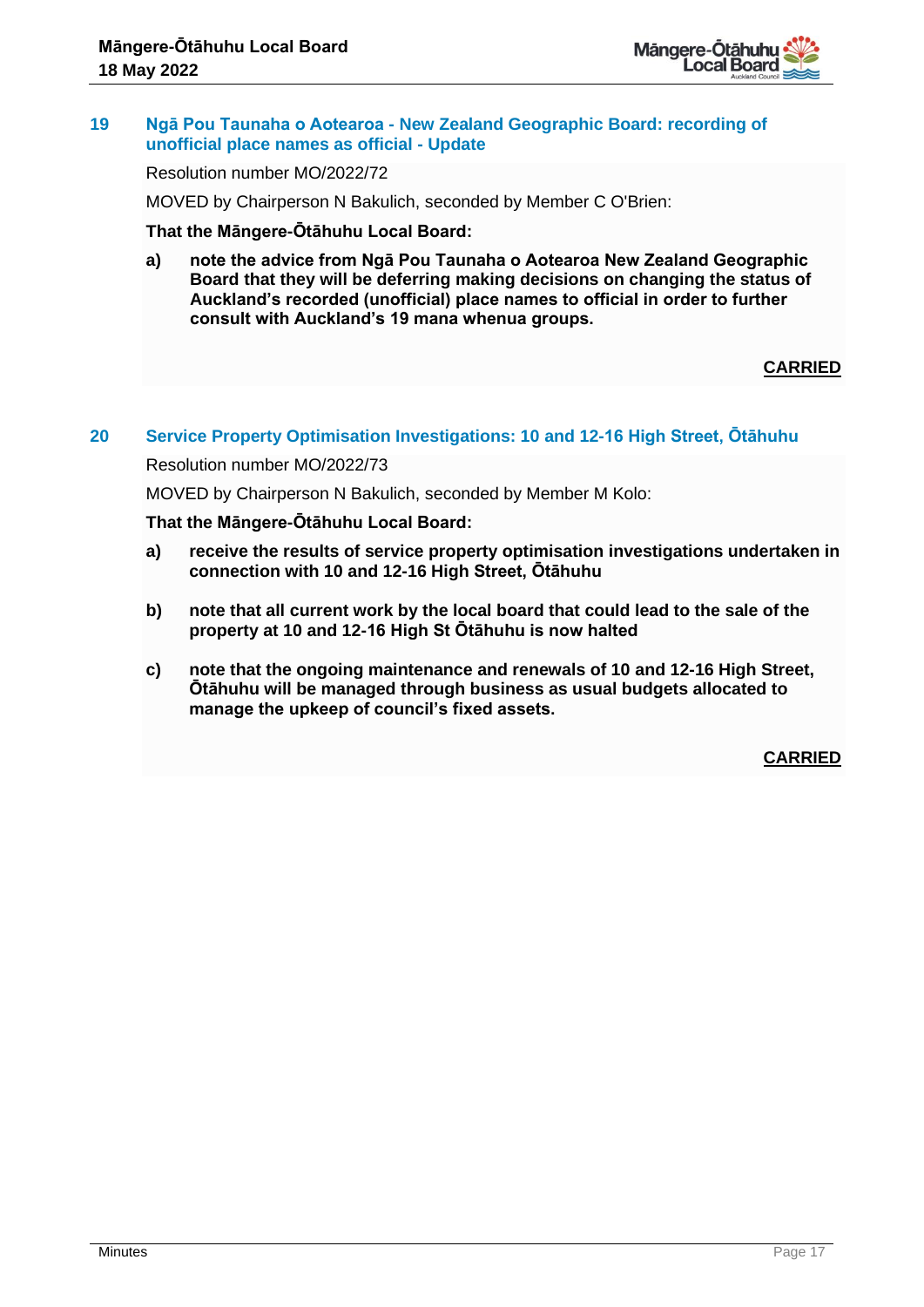## 19 Ngā Pou Taunaha o Aotearoa - New Zealand Geographic Board: recording of unofficial place names as official - Update

Resolution number MO/2022/72

MOVED by Chairperson N Bakulich, seconded by Member C O'Brien:

**That the Māngere-Ōtāhuhu Local Board:**

**a) note the advice from Ngā Pou Taunaha o Aotearoa New Zealand Geographic Board that they will be deferring making decisions on changing the status of Auckland's recorded (unofficial) place names to official in order to further consult with Auckland's 19 mana whenua groups.**

**CARRIED**

## 20 Service Property Optimisation Investigations: 10 and 12-16 High Street, Ōtāhuhu

Resolution number MO/2022/73

MOVED by Chairperson N Bakulich, seconded by Member M Kolo:

**That the Māngere-Ōtāhuhu Local Board:**

**a) receive the results of service property optimisation investigations undertaken in connection with 10 and 12-16 High Street, Ōtāhuhu**

**b) note that all current work by the local board that could lead to the sale of the property at 10 and 12-16 High St Ōtāhuhu is now halted**

**c) note that the ongoing maintenance and renewals of 10 and 12-16 High Street, Ōtāhuhu will be managed through business as usual budgets allocated to manage the upkeep of council's fixed assets.**

**CARRIED**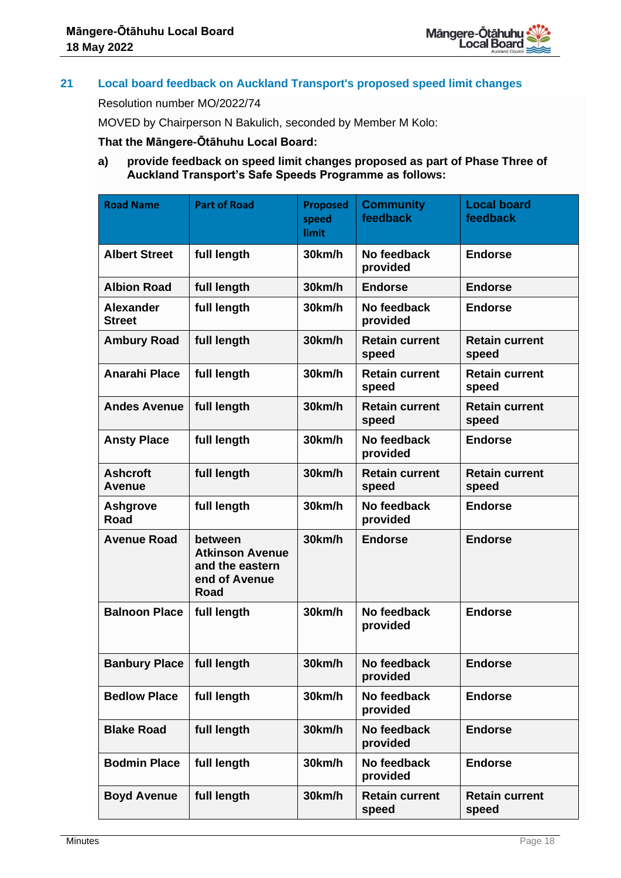### 21 Local board feedback on Auckland Transport's proposed speed limit changes

Resolution number MO/2022/74

MOVED by Chairperson N Bakulich, seconded by Member M Kolo:

**That the Māngere-Ōtāhuhu Local Board:**

**a) provide feedback on speed limit changes proposed as part of Phase Three of Auckland Transport's Safe Speeds Programme as follows:**

| Road Name | Part of Road | Proposed speed limit | Community feedback | Local board feedback |
|---|---|---|---|---|
| **Albert Street** | **full length** | **30km/h** | **No feedback provided** | **Endorse** |
| **Albion Road** | **full length** | **30km/h** | **Endorse** | **Endorse** |
| **Alexander Street** | **full length** | **30km/h** | **No feedback provided** | **Endorse** |
| **Ambury Road** | **full length** | **30km/h** | **Retain current speed** | **Retain current speed** |
| **Anarahi Place** | **full length** | **30km/h** | **Retain current speed** | **Retain current speed** |
| **Andes Avenue** | **full length** | **30km/h** | **Retain current speed** | **Retain current speed** |
| **Ansty Place** | **full length** | **30km/h** | **No feedback provided** | **Endorse** |
| **Ashcroft Avenue** | **full length** | **30km/h** | **Retain current speed** | **Retain current speed** |
| **Ashgrove Road** | **full length** | **30km/h** | **No feedback provided** | **Endorse** |
| **Avenue Road** | **between Atkinson Avenue and the eastern end of Avenue Road** | **30km/h** | **Endorse** | **Endorse** |
| **Balnoon Place** | **full length** | **30km/h** | **No feedback provided** | **Endorse** |
| **Banbury Place** | **full length** | **30km/h** | **No feedback provided** | **Endorse** |
| **Bedlow Place** | **full length** | **30km/h** | **No feedback provided** | **Endorse** |
| **Blake Road** | **full length** | **30km/h** | **No feedback provided** | **Endorse** |
| **Bodmin Place** | **full length** | **30km/h** | **No feedback provided** | **Endorse** |
| **Boyd Avenue** | **full length** | **30km/h** | **Retain current speed** | **Retain current speed** |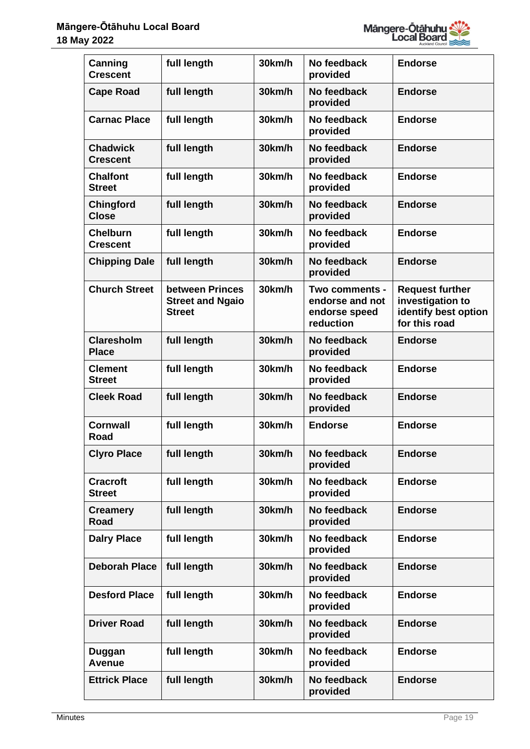| Canning Crescent | full length | 30km/h | No feedback provided | Endorse |
|---|---|---|---|---|
| Cape Road | full length | 30km/h | No feedback provided | Endorse |
| Carnac Place | full length | 30km/h | No feedback provided | Endorse |
| Chadwick Crescent | full length | 30km/h | No feedback provided | Endorse |
| Chalfont Street | full length | 30km/h | No feedback provided | Endorse |
| Chingford Close | full length | 30km/h | No feedback provided | Endorse |
| Chelburn Crescent | full length | 30km/h | No feedback provided | Endorse |
| Chipping Dale | full length | 30km/h | No feedback provided | Endorse |
| Church Street | between Princes Street and Ngaio Street | 30km/h | Two comments - endorse and not endorse speed reduction | Request further investigation to identify best option for this road |
| Claresholm Place | full length | 30km/h | No feedback provided | Endorse |
| Clement Street | full length | 30km/h | No feedback provided | Endorse |
| Cleek Road | full length | 30km/h | No feedback provided | Endorse |
| Cornwall Road | full length | 30km/h | Endorse | Endorse |
| Clyro Place | full length | 30km/h | No feedback provided | Endorse |
| Cracroft Street | full length | 30km/h | No feedback provided | Endorse |
| Creamery Road | full length | 30km/h | No feedback provided | Endorse |
| Dalry Place | full length | 30km/h | No feedback provided | Endorse |
| Deborah Place | full length | 30km/h | No feedback provided | Endorse |
| Desford Place | full length | 30km/h | No feedback provided | Endorse |
| Driver Road | full length | 30km/h | No feedback provided | Endorse |
| Duggan Avenue | full length | 30km/h | No feedback provided | Endorse |
| Ettrick Place | full length | 30km/h | No feedback provided | Endorse |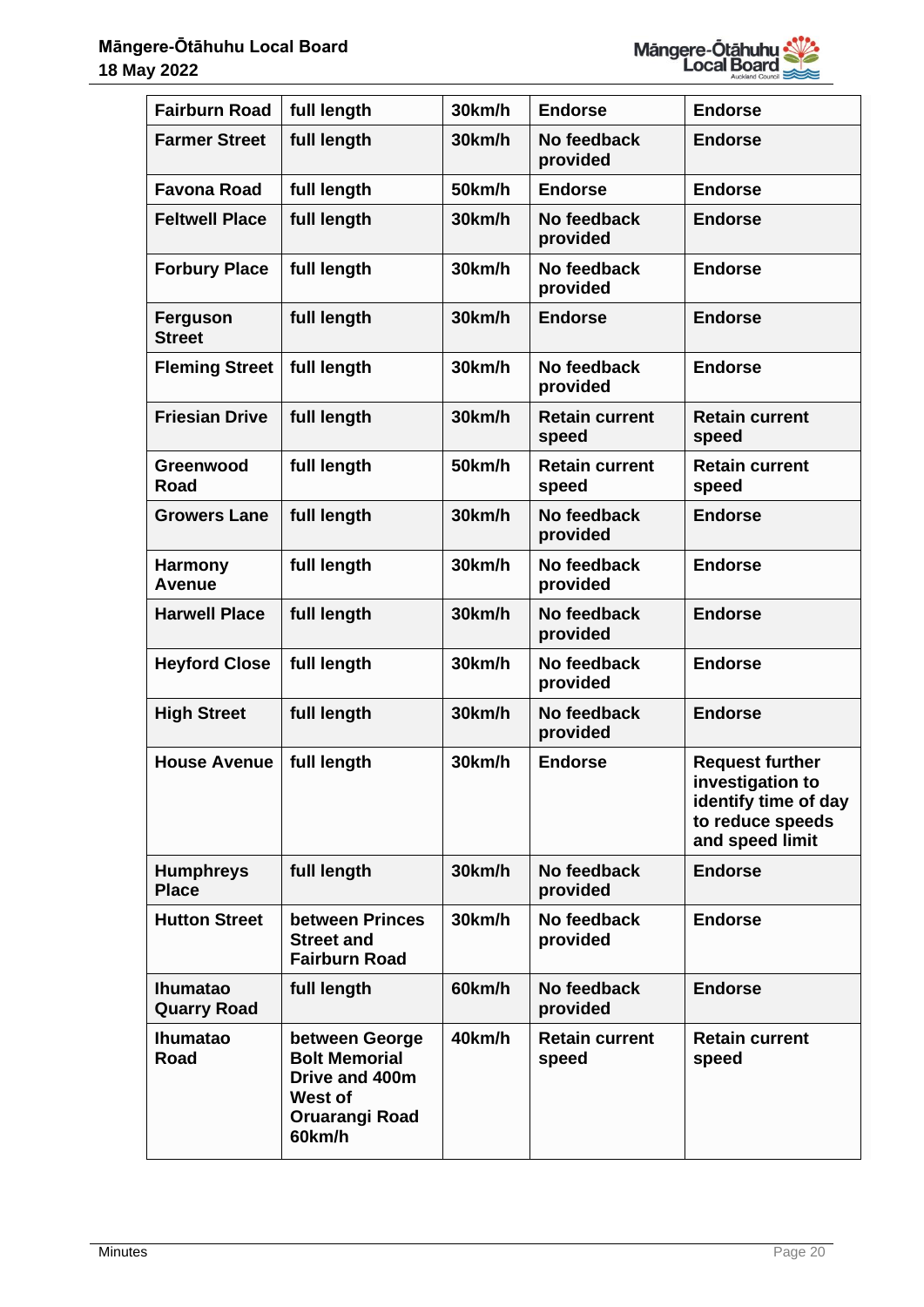| Fairburn Road | full length | 30km/h | Endorse | Endorse |
|---|---|---|---|---|
| Farmer Street | full length | 30km/h | No feedback provided | Endorse |
| Favona Road | full length | 50km/h | Endorse | Endorse |
| Feltwell Place | full length | 30km/h | No feedback provided | Endorse |
| Forbury Place | full length | 30km/h | No feedback provided | Endorse |
| Ferguson Street | full length | 30km/h | Endorse | Endorse |
| Fleming Street | full length | 30km/h | No feedback provided | Endorse |
| Friesian Drive | full length | 30km/h | Retain current speed | Retain current speed |
| Greenwood Road | full length | 50km/h | Retain current speed | Retain current speed |
| Growers Lane | full length | 30km/h | No feedback provided | Endorse |
| Harmony Avenue | full length | 30km/h | No feedback provided | Endorse |
| Harwell Place | full length | 30km/h | No feedback provided | Endorse |
| Heyford Close | full length | 30km/h | No feedback provided | Endorse |
| High Street | full length | 30km/h | No feedback provided | Endorse |
| House Avenue | full length | 30km/h | Endorse | Request further investigation to identify time of day to reduce speeds and speed limit |
| Humphreys Place | full length | 30km/h | No feedback provided | Endorse |
| Hutton Street | between Princes Street and Fairburn Road | 30km/h | No feedback provided | Endorse |
| Ihumatao Quarry Road | full length | 60km/h | No feedback provided | Endorse |
| Ihumatao Road | between George Bolt Memorial Drive and 400m West of Oruarangi Road 60km/h | 40km/h | Retain current speed | Retain current speed |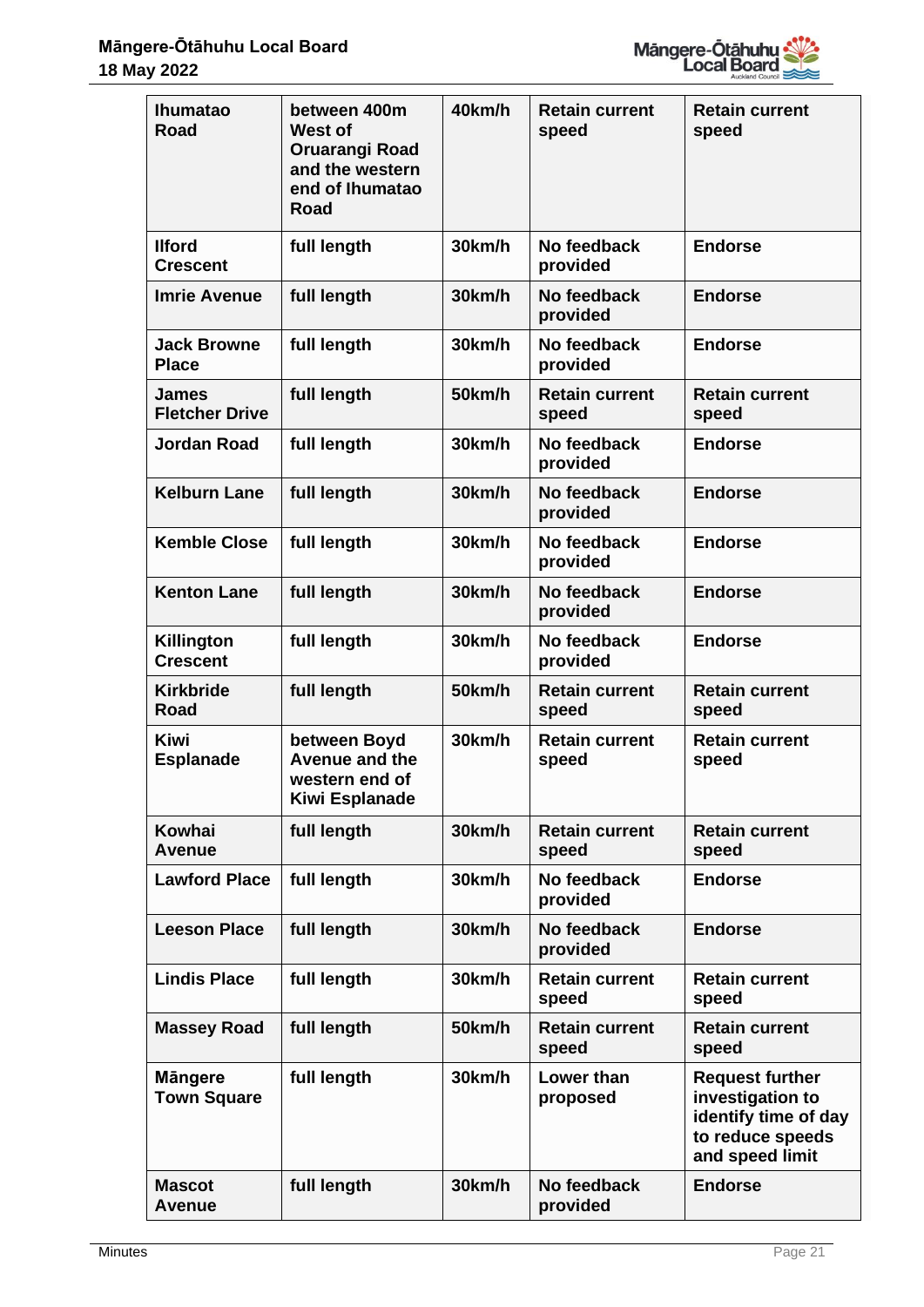| Ihumatao Road | between 400m West of Oruarangi Road and the western end of Ihumatao Road | 40km/h | Retain current speed | Retain current speed |
|---|---|---|---|---|
| Ilford Crescent | full length | 30km/h | No feedback provided | Endorse |
| Imrie Avenue | full length | 30km/h | No feedback provided | Endorse |
| Jack Browne Place | full length | 30km/h | No feedback provided | Endorse |
| James Fletcher Drive | full length | 50km/h | Retain current speed | Retain current speed |
| Jordan Road | full length | 30km/h | No feedback provided | Endorse |
| Kelburn Lane | full length | 30km/h | No feedback provided | Endorse |
| Kemble Close | full length | 30km/h | No feedback provided | Endorse |
| Kenton Lane | full length | 30km/h | No feedback provided | Endorse |
| Killington Crescent | full length | 30km/h | No feedback provided | Endorse |
| Kirkbride Road | full length | 50km/h | Retain current speed | Retain current speed |
| Kiwi Esplanade | between Boyd Avenue and the western end of Kiwi Esplanade | 30km/h | Retain current speed | Retain current speed |
| Kowhai Avenue | full length | 30km/h | Retain current speed | Retain current speed |
| Lawford Place | full length | 30km/h | No feedback provided | Endorse |
| Leeson Place | full length | 30km/h | No feedback provided | Endorse |
| Lindis Place | full length | 30km/h | Retain current speed | Retain current speed |
| Massey Road | full length | 50km/h | Retain current speed | Retain current speed |
| Māngere Town Square | full length | 30km/h | Lower than proposed | Request further investigation to identify time of day to reduce speeds and speed limit |
| Mascot Avenue | full length | 30km/h | No feedback provided | Endorse |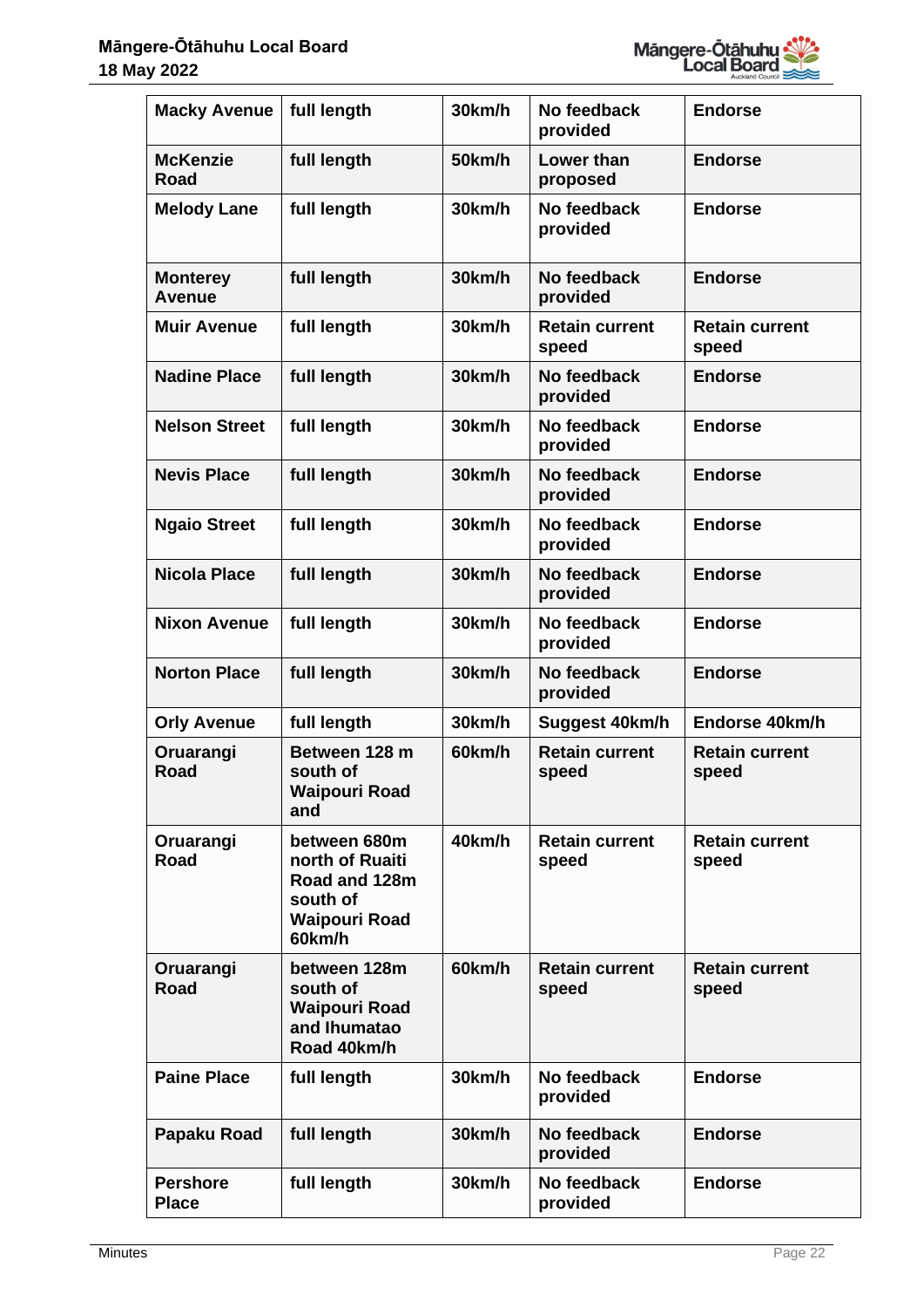| Macky Avenue | full length | 30km/h | No feedback provided | Endorse |
|---|---|---|---|---|
| McKenzie Road | full length | 50km/h | Lower than proposed | Endorse |
| Melody Lane | full length | 30km/h | No feedback provided | Endorse |
| Monterey Avenue | full length | 30km/h | No feedback provided | Endorse |
| Muir Avenue | full length | 30km/h | Retain current speed | Retain current speed |
| Nadine Place | full length | 30km/h | No feedback provided | Endorse |
| Nelson Street | full length | 30km/h | No feedback provided | Endorse |
| Nevis Place | full length | 30km/h | No feedback provided | Endorse |
| Ngaio Street | full length | 30km/h | No feedback provided | Endorse |
| Nicola Place | full length | 30km/h | No feedback provided | Endorse |
| Nixon Avenue | full length | 30km/h | No feedback provided | Endorse |
| Norton Place | full length | 30km/h | No feedback provided | Endorse |
| Orly Avenue | full length | 30km/h | Suggest 40km/h | Endorse 40km/h |
| Oruarangi Road | Between 128 m south of Waipouri Road and | 60km/h | Retain current speed | Retain current speed |
| Oruarangi Road | between 680m north of Ruaiti Road and 128m south of Waipouri Road 60km/h | 40km/h | Retain current speed | Retain current speed |
| Oruarangi Road | between 128m south of Waipouri Road and Ihumatao Road 40km/h | 60km/h | Retain current speed | Retain current speed |
| Paine Place | full length | 30km/h | No feedback provided | Endorse |
| Papaku Road | full length | 30km/h | No feedback provided | Endorse |
| Pershore Place | full length | 30km/h | No feedback provided | Endorse |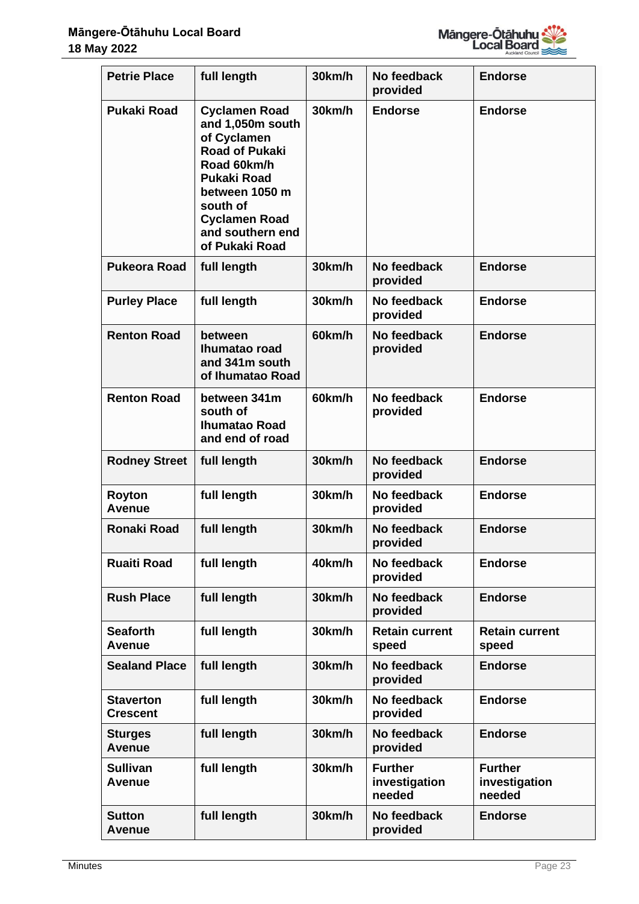| Petrie Place | full length | 30km/h | No feedback provided | Endorse |
|---|---|---|---|---|
| Pukaki Road | Cyclamen Road and 1,050m south of Cyclamen Road of Pukaki Road 60km/h Pukaki Road between 1050 m south of Cyclamen Road and southern end of Pukaki Road | 30km/h | Endorse | Endorse |
| Pukeora Road | full length | 30km/h | No feedback provided | Endorse |
| Purley Place | full length | 30km/h | No feedback provided | Endorse |
| Renton Road | between Ihumatao road and 341m south of Ihumatao Road | 60km/h | No feedback provided | Endorse |
| Renton Road | between 341m south of Ihumatao Road and end of road | 60km/h | No feedback provided | Endorse |
| Rodney Street | full length | 30km/h | No feedback provided | Endorse |
| Royton Avenue | full length | 30km/h | No feedback provided | Endorse |
| Ronaki Road | full length | 30km/h | No feedback provided | Endorse |
| Ruaiti Road | full length | 40km/h | No feedback provided | Endorse |
| Rush Place | full length | 30km/h | No feedback provided | Endorse |
| Seaforth Avenue | full length | 30km/h | Retain current speed | Retain current speed |
| Sealand Place | full length | 30km/h | No feedback provided | Endorse |
| Staverton Crescent | full length | 30km/h | No feedback provided | Endorse |
| Sturges Avenue | full length | 30km/h | No feedback provided | Endorse |
| Sullivan Avenue | full length | 30km/h | Further investigation needed | Further investigation needed |
| Sutton Avenue | full length | 30km/h | No feedback provided | Endorse |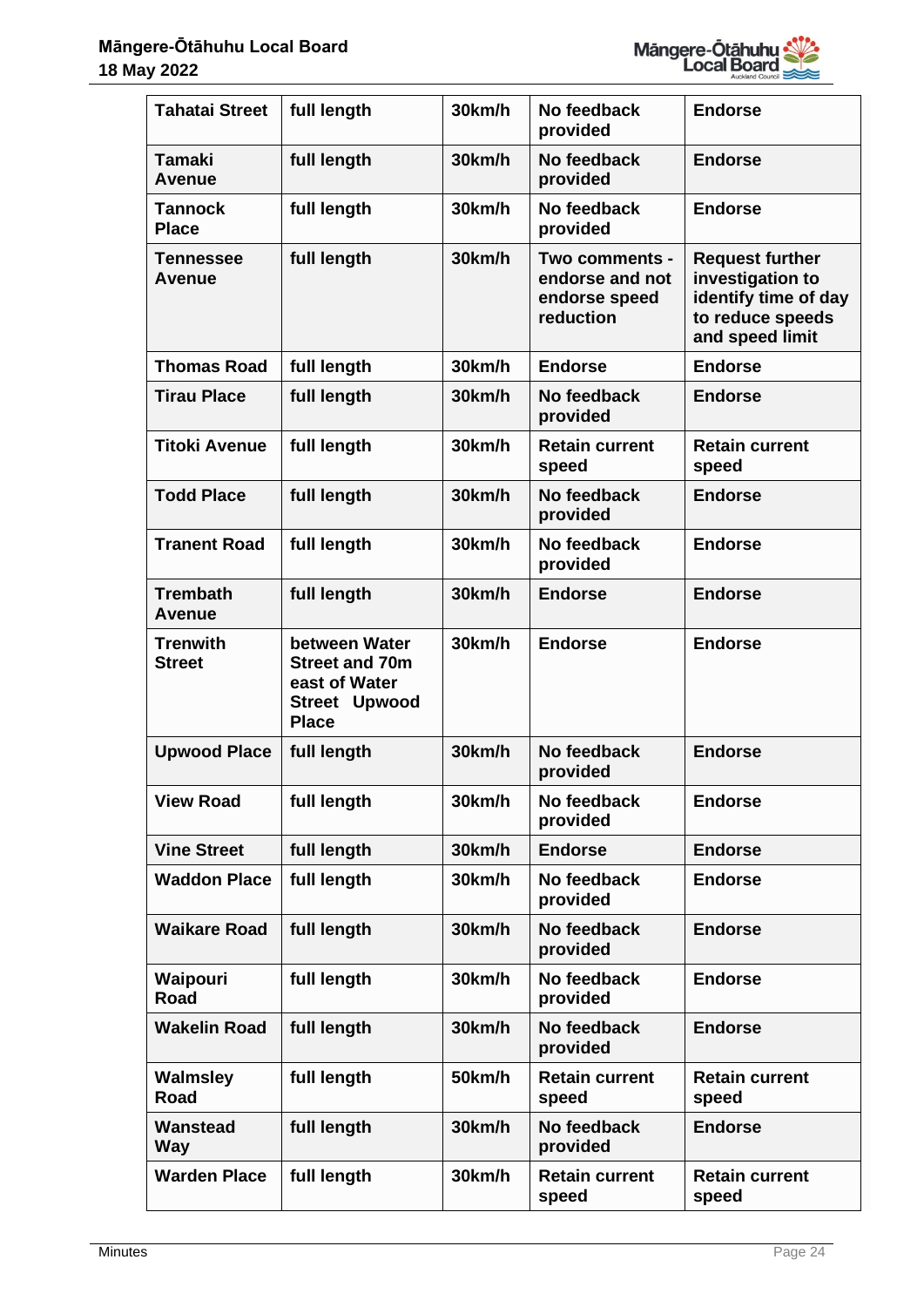| **Tahatai Street** | **full length** | **30km/h** | **No feedback provided** | **Endorse** |
|---|---|---|---|---|
| **Tamaki Avenue** | **full length** | **30km/h** | **No feedback provided** | **Endorse** |
| **Tannock Place** | **full length** | **30km/h** | **No feedback provided** | **Endorse** |
| **Tennessee Avenue** | **full length** | **30km/h** | **Two comments - endorse and not endorse speed reduction** | **Request further investigation to identify time of day to reduce speeds and speed limit** |
| **Thomas Road** | **full length** | **30km/h** | **Endorse** | **Endorse** |
| **Tirau Place** | **full length** | **30km/h** | **No feedback provided** | **Endorse** |
| **Titoki Avenue** | **full length** | **30km/h** | **Retain current speed** | **Retain current speed** |
| **Todd Place** | **full length** | **30km/h** | **No feedback provided** | **Endorse** |
| **Tranent Road** | **full length** | **30km/h** | **No feedback provided** | **Endorse** |
| **Trembath Avenue** | **full length** | **30km/h** | **Endorse** | **Endorse** |
| **Trenwith Street** | **between Water Street and 70m east of Water Street Upwood Place** | **30km/h** | **Endorse** | **Endorse** |
| **Upwood Place** | **full length** | **30km/h** | **No feedback provided** | **Endorse** |
| **View Road** | **full length** | **30km/h** | **No feedback provided** | **Endorse** |
| **Vine Street** | **full length** | **30km/h** | **Endorse** | **Endorse** |
| **Waddon Place** | **full length** | **30km/h** | **No feedback provided** | **Endorse** |
| **Waikare Road** | **full length** | **30km/h** | **No feedback provided** | **Endorse** |
| **Waipouri Road** | **full length** | **30km/h** | **No feedback provided** | **Endorse** |
| **Wakelin Road** | **full length** | **30km/h** | **No feedback provided** | **Endorse** |
| **Walmsley Road** | **full length** | **50km/h** | **Retain current speed** | **Retain current speed** |
| **Wanstead Way** | **full length** | **30km/h** | **No feedback provided** | **Endorse** |
| **Warden Place** | **full length** | **30km/h** | **Retain current speed** | **Retain current speed** |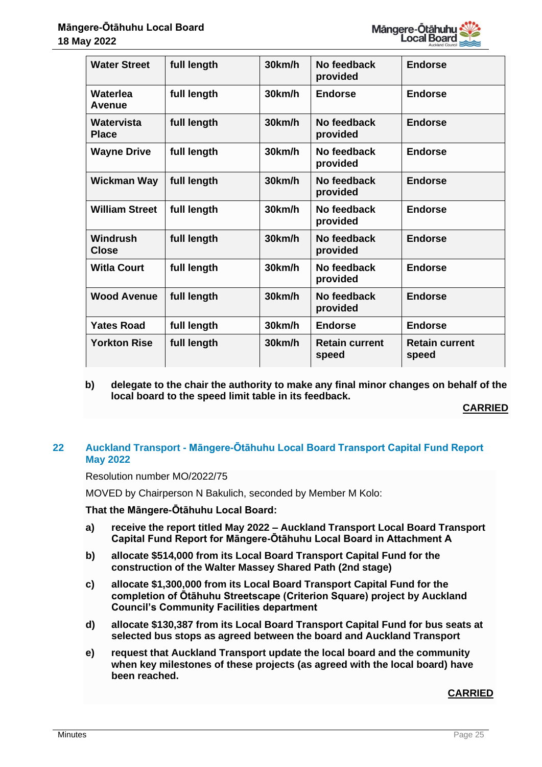| **Water Street** | **full length** | **30km/h** | **No feedback provided** | **Endorse** |
|---|---|---|---|---|
| **Waterlea Avenue** | **full length** | **30km/h** | **Endorse** | **Endorse** |
| **Watervista Place** | **full length** | **30km/h** | **No feedback provided** | **Endorse** |
| **Wayne Drive** | **full length** | **30km/h** | **No feedback provided** | **Endorse** |
| **Wickman Way** | **full length** | **30km/h** | **No feedback provided** | **Endorse** |
| **William Street** | **full length** | **30km/h** | **No feedback provided** | **Endorse** |
| **Windrush Close** | **full length** | **30km/h** | **No feedback provided** | **Endorse** |
| **Witla Court** | **full length** | **30km/h** | **No feedback provided** | **Endorse** |
| **Wood Avenue** | **full length** | **30km/h** | **No feedback provided** | **Endorse** |
| **Yates Road** | **full length** | **30km/h** | **Endorse** | **Endorse** |
| **Yorkton Rise** | **full length** | **30km/h** | **Retain current speed** | **Retain current speed** |

**b) delegate to the chair the authority to make any final minor changes on behalf of the local board to the speed limit table in its feedback.**

**CARRIED**

## 22 Auckland Transport - Māngere-Ōtāhuhu Local Board Transport Capital Fund Report May 2022

Resolution number MO/2022/75

MOVED by Chairperson N Bakulich, seconded by Member M Kolo:

**That the Māngere-Ōtāhuhu Local Board:**

**a) receive the report titled May 2022 – Auckland Transport Local Board Transport Capital Fund Report for Māngere-Ōtāhuhu Local Board in Attachment A**

**b) allocate $514,000 from its Local Board Transport Capital Fund for the construction of the Walter Massey Shared Path (2nd stage)**

**c) allocate $1,300,000 from its Local Board Transport Capital Fund for the completion of Ōtāhuhu Streetscape (Criterion Square) project by Auckland Council's Community Facilities department**

**d) allocate $130,387 from its Local Board Transport Capital Fund for bus seats at selected bus stops as agreed between the board and Auckland Transport**

**e) request that Auckland Transport update the local board and the community when key milestones of these projects (as agreed with the local board) have been reached.**

**CARRIED**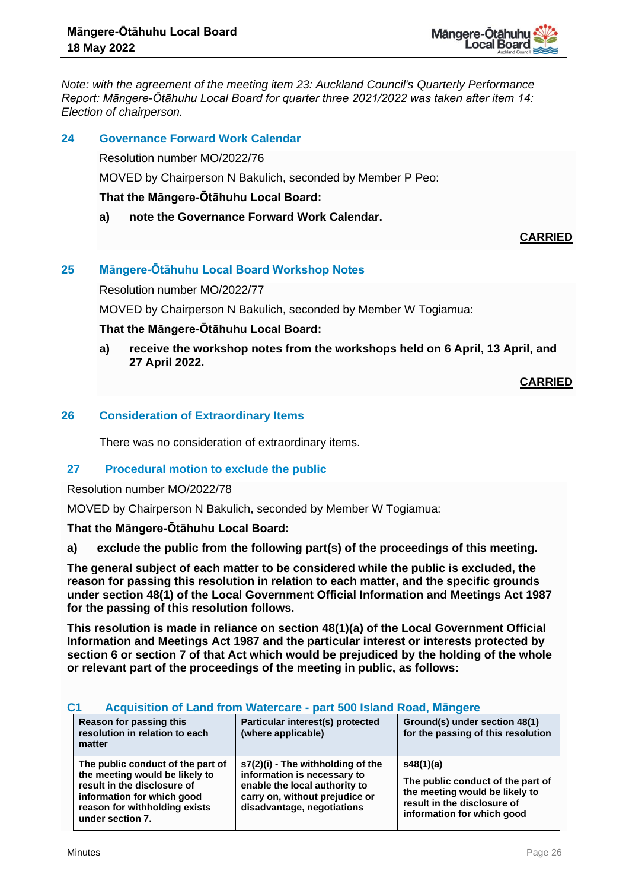*Note: with the agreement of the meeting item 23: Auckland Council's Quarterly Performance Report: Māngere-Ōtāhuhu Local Board for quarter three 2021/2022 was taken after item 14: Election of chairperson.*

## 24 Governance Forward Work Calendar

Resolution number MO/2022/76

MOVED by Chairperson N Bakulich, seconded by Member P Peo:

**That the Māngere-Ōtāhuhu Local Board:**

**a) note the Governance Forward Work Calendar.**

**CARRIED**

## 25 Māngere-Ōtāhuhu Local Board Workshop Notes

Resolution number MO/2022/77

MOVED by Chairperson N Bakulich, seconded by Member W Togiamua:

**That the Māngere-Ōtāhuhu Local Board:**

**a) receive the workshop notes from the workshops held on 6 April, 13 April, and 27 April 2022.**

**CARRIED**

## 26 Consideration of Extraordinary Items

There was no consideration of extraordinary items.

## 27 Procedural motion to exclude the public

Resolution number MO/2022/78

MOVED by Chairperson N Bakulich, seconded by Member W Togiamua:

**That the Māngere-Ōtāhuhu Local Board:**

**a) exclude the public from the following part(s) of the proceedings of this meeting.**

**The general subject of each matter to be considered while the public is excluded, the reason for passing this resolution in relation to each matter, and the specific grounds under section 48(1) of the Local Government Official Information and Meetings Act 1987 for the passing of this resolution follows.**

**This resolution is made in reliance on section 48(1)(a) of the Local Government Official Information and Meetings Act 1987 and the particular interest or interests protected by section 6 or section 7 of that Act which would be prejudiced by the holding of the whole or relevant part of the proceedings of the meeting in public, as follows:**

### C1 Acquisition of Land from Watercare - part 500 Island Road, Māngere

| Reason for passing this resolution in relation to each matter | Particular interest(s) protected (where applicable) | Ground(s) under section 48(1) for the passing of this resolution |
| --- | --- | --- |
| The public conduct of the part of the meeting would be likely to result in the disclosure of information for which good reason for withholding exists under section 7. | s7(2)(i) - The withholding of the information is necessary to enable the local authority to carry on, without prejudice or disadvantage, negotiations | s48(1)(a)<br><br>The public conduct of the part of the meeting would be likely to result in the disclosure of information for which good |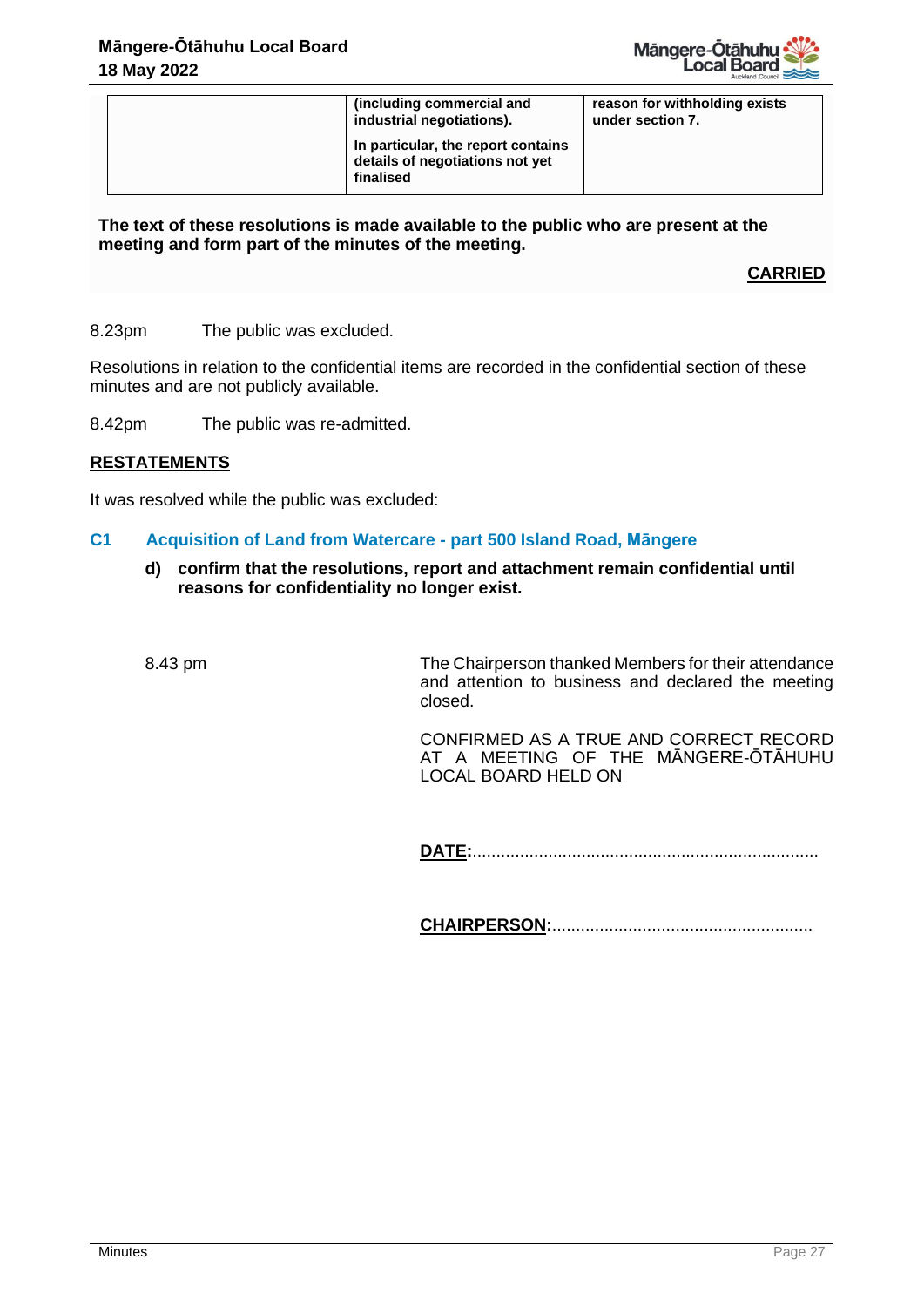| | | |
|---|---|---|
| | (including commercial and industrial negotiations).<br><br>In particular, the report contains details of negotiations not yet finalised | reason for withholding exists under section 7. |

**The text of these resolutions is made available to the public who are present at the meeting and form part of the minutes of the meeting.**

**CARRIED**

8.23pm The public was excluded.

Resolutions in relation to the confidential items are recorded in the confidential section of these minutes and are not publicly available.

8.42pm The public was re-admitted.

**RESTATEMENTS**

It was resolved while the public was excluded:

## C1 Acquisition of Land from Watercare - part 500 Island Road, Māngere

**d) confirm that the resolutions, report and attachment remain confidential until reasons for confidentiality no longer exist.**

8.43 pm

The Chairperson thanked Members for their attendance and attention to business and declared the meeting closed.

CONFIRMED AS A TRUE AND CORRECT RECORD AT A MEETING OF THE MĀNGERE-ŌTĀHUHU LOCAL BOARD HELD ON

**DATE:**.........................................................................

**CHAIRPERSON:**.......................................................